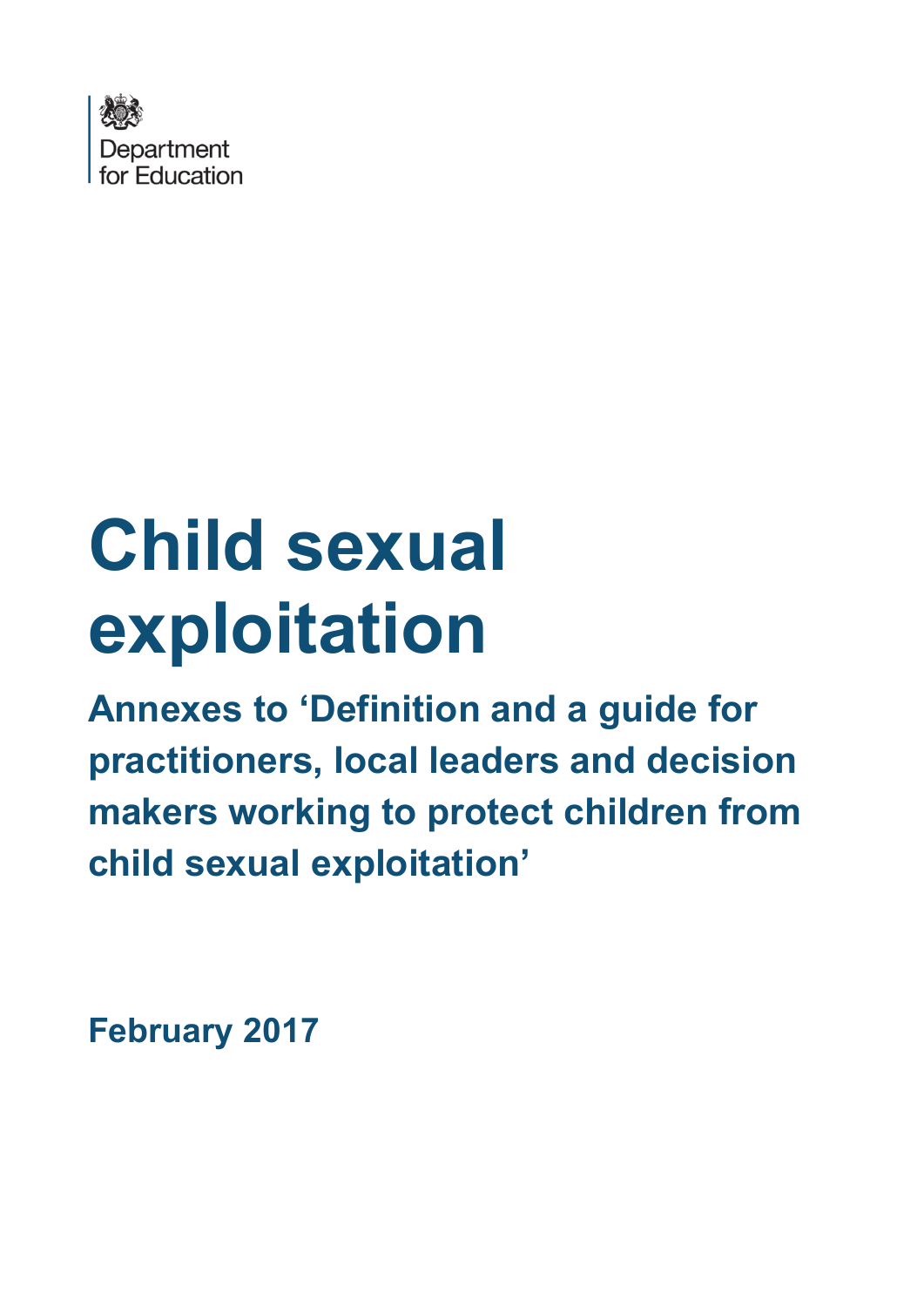Department for Education

# Child sexual exploitation

## Annexes to 'Definition and a guide for practitioners, local leaders and decision makers working to protect children from child sexual exploitation'

**February 2017**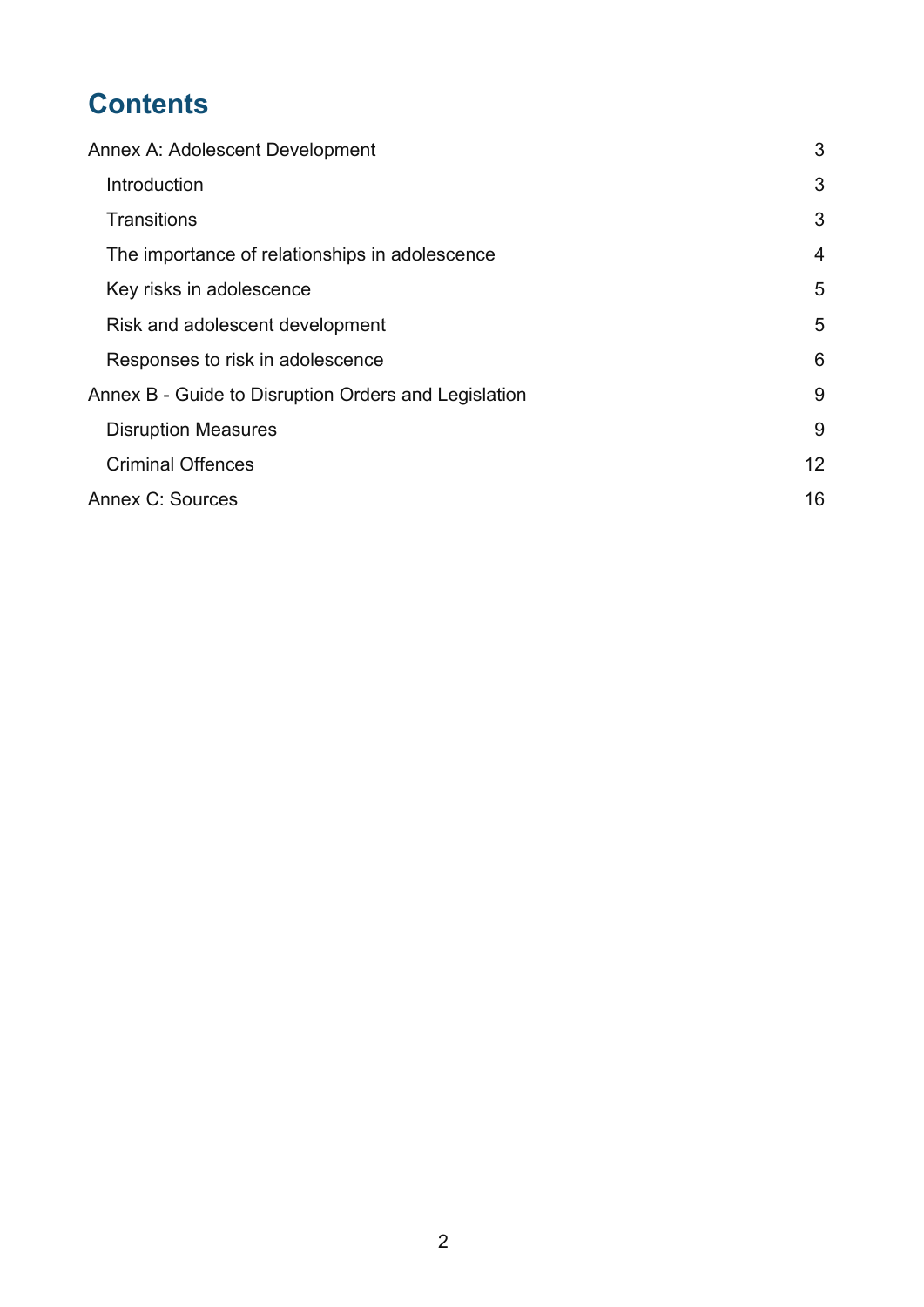# Contents

Annex A: Adolescent Development 3

- Introduction 3
- Transitions 3
- The importance of relationships in adolescence 4
- Key risks in adolescence 5
- Risk and adolescent development 5
- Responses to risk in adolescence 6

Annex B - Guide to Disruption Orders and Legislation 9

- Disruption Measures 9
- Criminal Offences 12

Annex C: Sources 16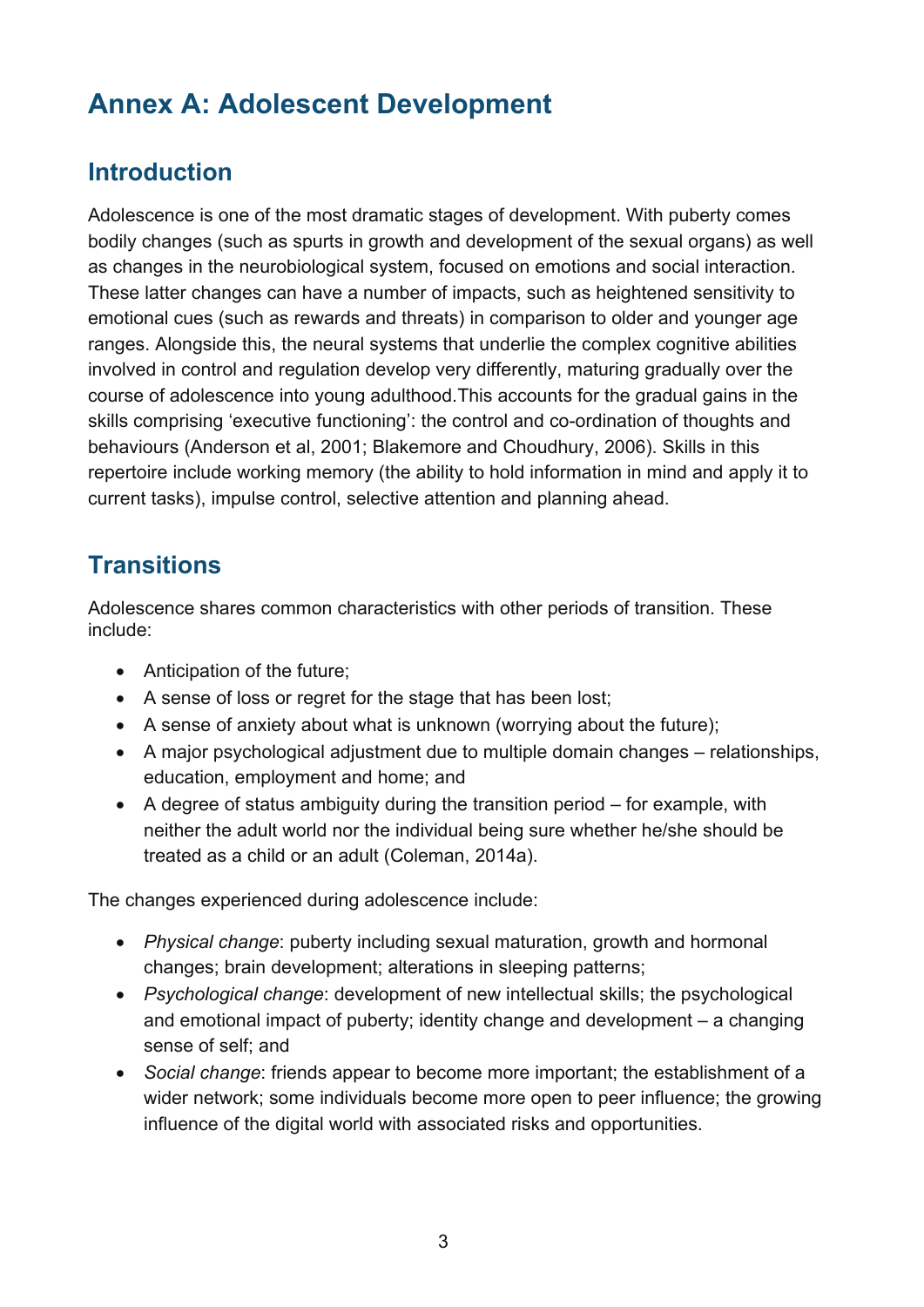# Annex A: Adolescent Development

## Introduction

Adolescence is one of the most dramatic stages of development. With puberty comes bodily changes (such as spurts in growth and development of the sexual organs) as well as changes in the neurobiological system, focused on emotions and social interaction. These latter changes can have a number of impacts, such as heightened sensitivity to emotional cues (such as rewards and threats) in comparison to older and younger age ranges. Alongside this, the neural systems that underlie the complex cognitive abilities involved in control and regulation develop very differently, maturing gradually over the course of adolescence into young adulthood.This accounts for the gradual gains in the skills comprising 'executive functioning': the control and co-ordination of thoughts and behaviours (Anderson et al, 2001; Blakemore and Choudhury, 2006). Skills in this repertoire include working memory (the ability to hold information in mind and apply it to current tasks), impulse control, selective attention and planning ahead.

## Transitions

Adolescence shares common characteristics with other periods of transition. These include:

- Anticipation of the future;
- A sense of loss or regret for the stage that has been lost;
- A sense of anxiety about what is unknown (worrying about the future);
- A major psychological adjustment due to multiple domain changes – relationships, education, employment and home; and
- A degree of status ambiguity during the transition period – for example, with neither the adult world nor the individual being sure whether he/she should be treated as a child or an adult (Coleman, 2014a).

The changes experienced during adolescence include:

- *Physical change*: puberty including sexual maturation, growth and hormonal changes; brain development; alterations in sleeping patterns;
- *Psychological change*: development of new intellectual skills; the psychological and emotional impact of puberty; identity change and development – a changing sense of self; and
- *Social change*: friends appear to become more important; the establishment of a wider network; some individuals become more open to peer influence; the growing influence of the digital world with associated risks and opportunities.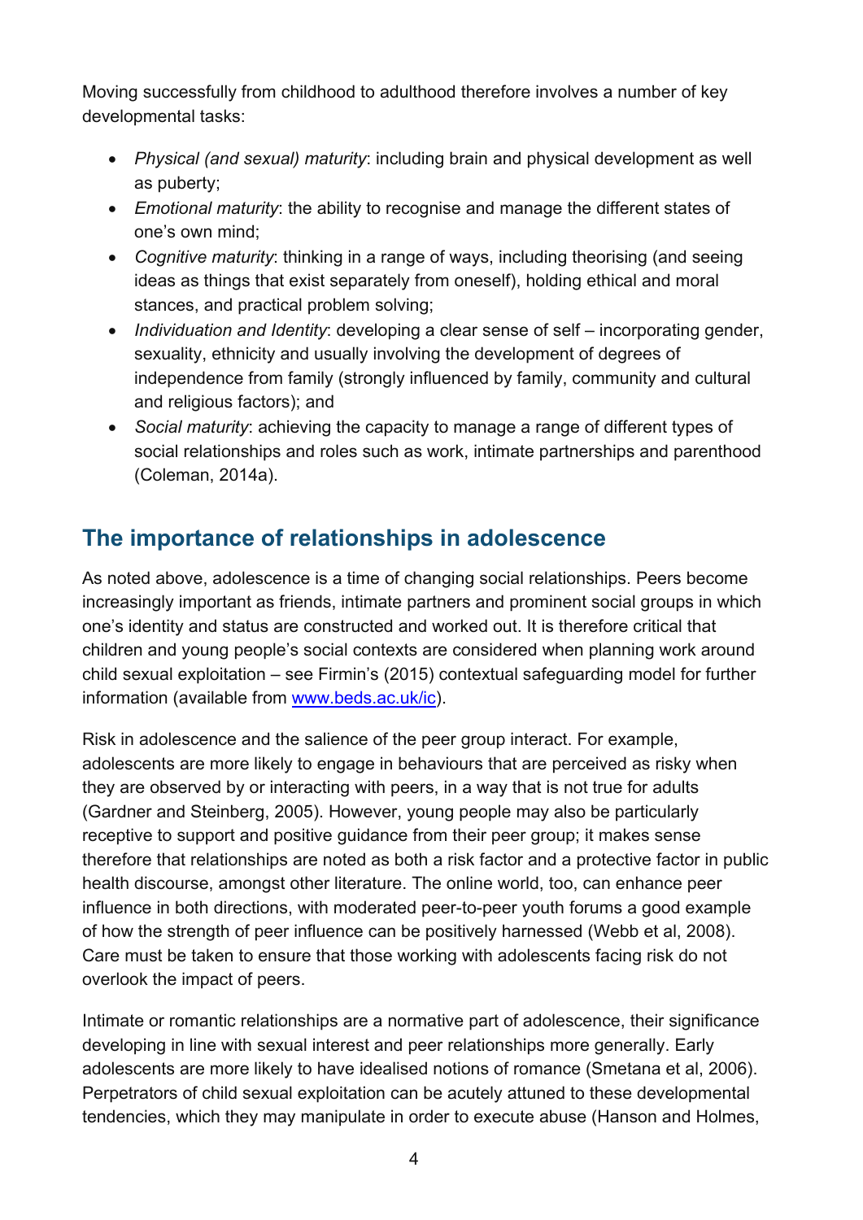Moving successfully from childhood to adulthood therefore involves a number of key developmental tasks:

- *Physical (and sexual) maturity*: including brain and physical development as well as puberty;
- *Emotional maturity*: the ability to recognise and manage the different states of one's own mind;
- *Cognitive maturity*: thinking in a range of ways, including theorising (and seeing ideas as things that exist separately from oneself), holding ethical and moral stances, and practical problem solving;
- *Individuation and Identity*: developing a clear sense of self – incorporating gender, sexuality, ethnicity and usually involving the development of degrees of independence from family (strongly influenced by family, community and cultural and religious factors); and
- *Social maturity*: achieving the capacity to manage a range of different types of social relationships and roles such as work, intimate partnerships and parenthood (Coleman, 2014a).

## The importance of relationships in adolescence

As noted above, adolescence is a time of changing social relationships. Peers become increasingly important as friends, intimate partners and prominent social groups in which one's identity and status are constructed and worked out. It is therefore critical that children and young people's social contexts are considered when planning work around child sexual exploitation – see Firmin's (2015) contextual safeguarding model for further information (available from [www.beds.ac.uk/ic](www.beds.ac.uk/ic)).

Risk in adolescence and the salience of the peer group interact. For example, adolescents are more likely to engage in behaviours that are perceived as risky when they are observed by or interacting with peers, in a way that is not true for adults (Gardner and Steinberg, 2005). However, young people may also be particularly receptive to support and positive guidance from their peer group; it makes sense therefore that relationships are noted as both a risk factor and a protective factor in public health discourse, amongst other literature. The online world, too, can enhance peer influence in both directions, with moderated peer-to-peer youth forums a good example of how the strength of peer influence can be positively harnessed (Webb et al, 2008). Care must be taken to ensure that those working with adolescents facing risk do not overlook the impact of peers.

Intimate or romantic relationships are a normative part of adolescence, their significance developing in line with sexual interest and peer relationships more generally. Early adolescents are more likely to have idealised notions of romance (Smetana et al, 2006). Perpetrators of child sexual exploitation can be acutely attuned to these developmental tendencies, which they may manipulate in order to execute abuse (Hanson and Holmes,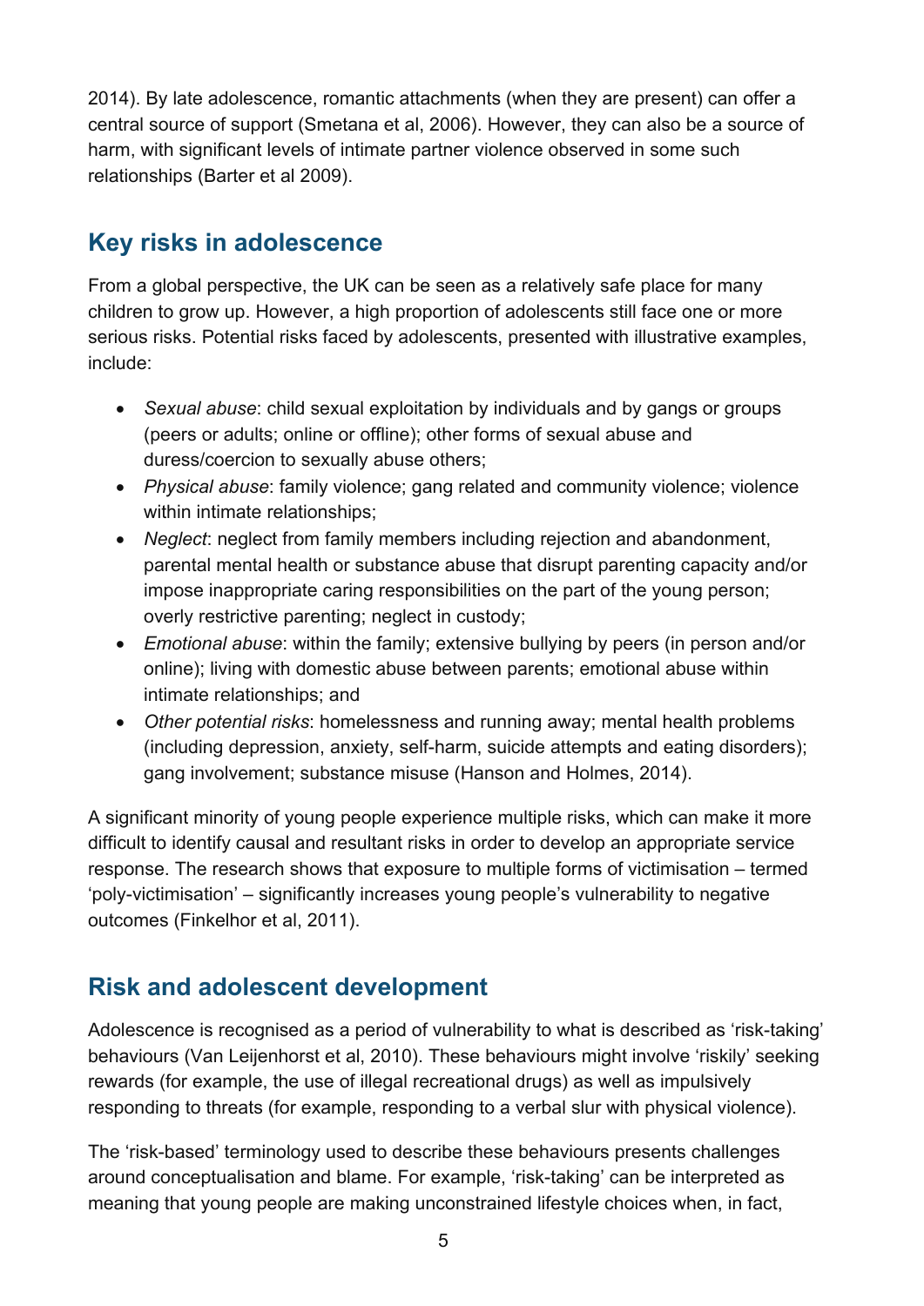2014). By late adolescence, romantic attachments (when they are present) can offer a central source of support (Smetana et al, 2006). However, they can also be a source of harm, with significant levels of intimate partner violence observed in some such relationships (Barter et al 2009).

## Key risks in adolescence

From a global perspective, the UK can be seen as a relatively safe place for many children to grow up. However, a high proportion of adolescents still face one or more serious risks. Potential risks faced by adolescents, presented with illustrative examples, include:

- *Sexual abuse*: child sexual exploitation by individuals and by gangs or groups (peers or adults; online or offline); other forms of sexual abuse and duress/coercion to sexually abuse others;
- *Physical abuse*: family violence; gang related and community violence; violence within intimate relationships;
- *Neglect*: neglect from family members including rejection and abandonment, parental mental health or substance abuse that disrupt parenting capacity and/or impose inappropriate caring responsibilities on the part of the young person; overly restrictive parenting; neglect in custody;
- *Emotional abuse*: within the family; extensive bullying by peers (in person and/or online); living with domestic abuse between parents; emotional abuse within intimate relationships; and
- *Other potential risks*: homelessness and running away; mental health problems (including depression, anxiety, self-harm, suicide attempts and eating disorders); gang involvement; substance misuse (Hanson and Holmes, 2014).

A significant minority of young people experience multiple risks, which can make it more difficult to identify causal and resultant risks in order to develop an appropriate service response. The research shows that exposure to multiple forms of victimisation – termed 'poly-victimisation' – significantly increases young people's vulnerability to negative outcomes (Finkelhor et al, 2011).

## Risk and adolescent development

Adolescence is recognised as a period of vulnerability to what is described as 'risk-taking' behaviours (Van Leijenhorst et al, 2010). These behaviours might involve 'riskily' seeking rewards (for example, the use of illegal recreational drugs) as well as impulsively responding to threats (for example, responding to a verbal slur with physical violence).

The 'risk-based' terminology used to describe these behaviours presents challenges around conceptualisation and blame. For example, 'risk-taking' can be interpreted as meaning that young people are making unconstrained lifestyle choices when, in fact,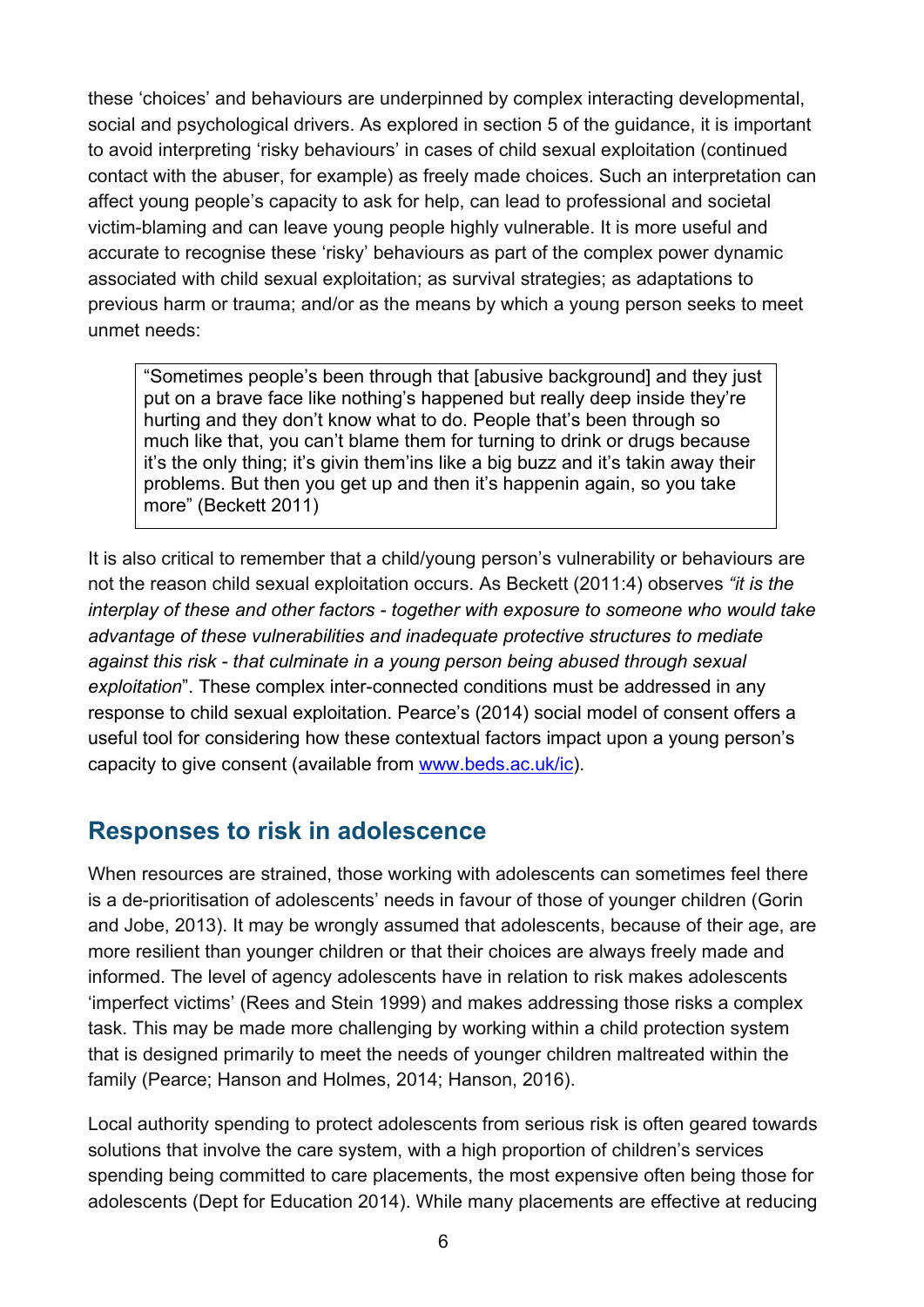these 'choices' and behaviours are underpinned by complex interacting developmental, social and psychological drivers. As explored in section 5 of the guidance, it is important to avoid interpreting 'risky behaviours' in cases of child sexual exploitation (continued contact with the abuser, for example) as freely made choices. Such an interpretation can affect young people's capacity to ask for help, can lead to professional and societal victim-blaming and can leave young people highly vulnerable. It is more useful and accurate to recognise these 'risky' behaviours as part of the complex power dynamic associated with child sexual exploitation; as survival strategies; as adaptations to previous harm or trauma; and/or as the means by which a young person seeks to meet unmet needs:

> "Sometimes people's been through that [abusive background] and they just put on a brave face like nothing's happened but really deep inside they're hurting and they don't know what to do. People that's been through so much like that, you can't blame them for turning to drink or drugs because it's the only thing; it's givin them'ins like a big buzz and it's takin away their problems. But then you get up and then it's happenin again, so you take more" (Beckett 2011)

It is also critical to remember that a child/young person's vulnerability or behaviours are not the reason child sexual exploitation occurs. As Beckett (2011:4) observes *"it is the interplay of these and other factors - together with exposure to someone who would take advantage of these vulnerabilities and inadequate protective structures to mediate against this risk - that culminate in a young person being abused through sexual exploitation*". These complex inter-connected conditions must be addressed in any response to child sexual exploitation. Pearce's (2014) social model of consent offers a useful tool for considering how these contextual factors impact upon a young person's capacity to give consent (available from www.beds.ac.uk/ic).

## Responses to risk in adolescence

When resources are strained, those working with adolescents can sometimes feel there is a de-prioritisation of adolescents' needs in favour of those of younger children (Gorin and Jobe, 2013). It may be wrongly assumed that adolescents, because of their age, are more resilient than younger children or that their choices are always freely made and informed. The level of agency adolescents have in relation to risk makes adolescents 'imperfect victims' (Rees and Stein 1999) and makes addressing those risks a complex task. This may be made more challenging by working within a child protection system that is designed primarily to meet the needs of younger children maltreated within the family (Pearce; Hanson and Holmes, 2014; Hanson, 2016).

Local authority spending to protect adolescents from serious risk is often geared towards solutions that involve the care system, with a high proportion of children's services spending being committed to care placements, the most expensive often being those for adolescents (Dept for Education 2014). While many placements are effective at reducing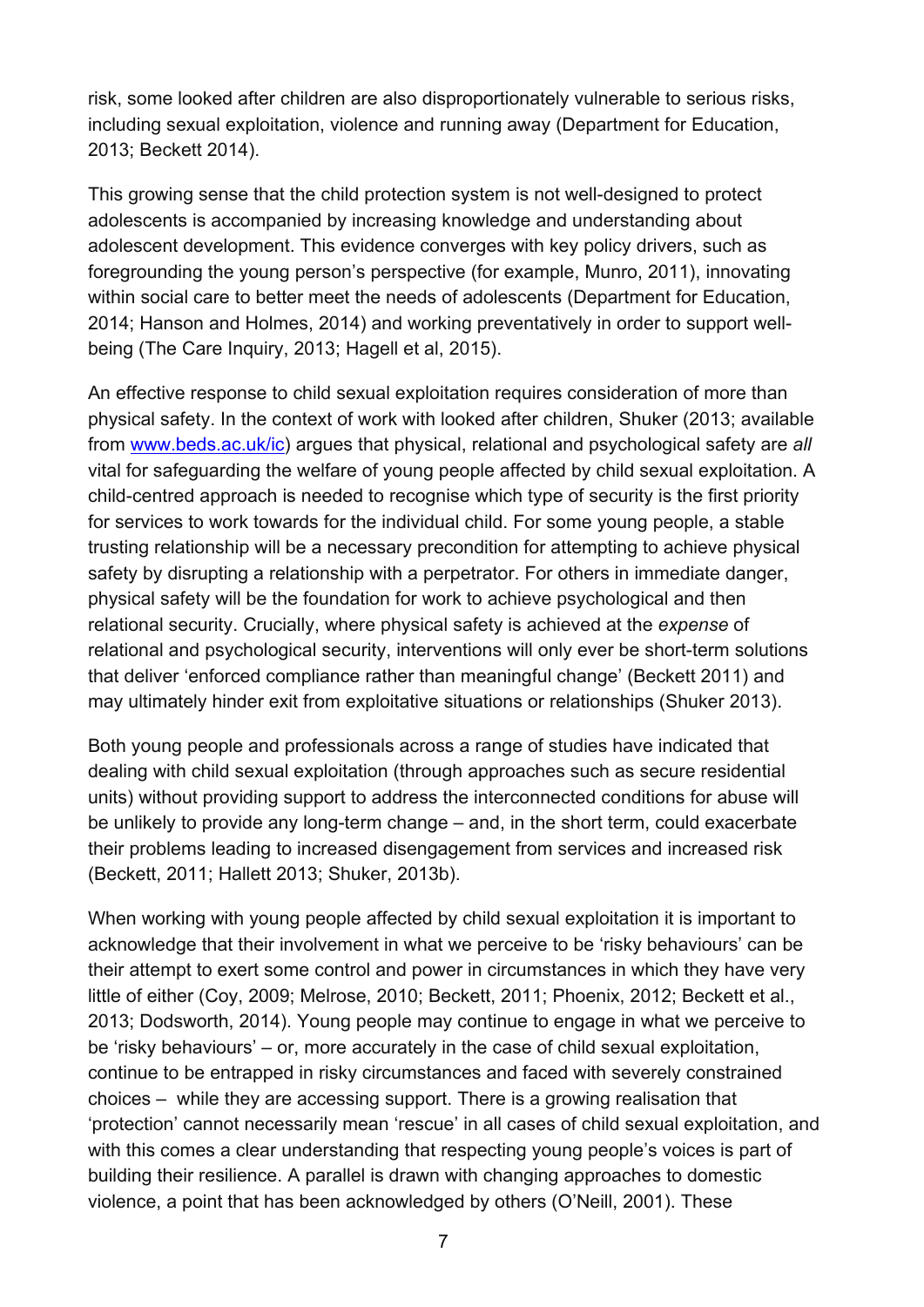risk, some looked after children are also disproportionately vulnerable to serious risks, including sexual exploitation, violence and running away (Department for Education, 2013; Beckett 2014).

This growing sense that the child protection system is not well-designed to protect adolescents is accompanied by increasing knowledge and understanding about adolescent development. This evidence converges with key policy drivers, such as foregrounding the young person's perspective (for example, Munro, 2011), innovating within social care to better meet the needs of adolescents (Department for Education, 2014; Hanson and Holmes, 2014) and working preventatively in order to support well-being (The Care Inquiry, 2013; Hagell et al, 2015).

An effective response to child sexual exploitation requires consideration of more than physical safety. In the context of work with looked after children, Shuker (2013; available from [www.beds.ac.uk/ic](www.beds.ac.uk/ic)) argues that physical, relational and psychological safety are *all* vital for safeguarding the welfare of young people affected by child sexual exploitation. A child-centred approach is needed to recognise which type of security is the first priority for services to work towards for the individual child. For some young people, a stable trusting relationship will be a necessary precondition for attempting to achieve physical safety by disrupting a relationship with a perpetrator. For others in immediate danger, physical safety will be the foundation for work to achieve psychological and then relational security. Crucially, where physical safety is achieved at the *expense* of relational and psychological security, interventions will only ever be short-term solutions that deliver 'enforced compliance rather than meaningful change' (Beckett 2011) and may ultimately hinder exit from exploitative situations or relationships (Shuker 2013).

Both young people and professionals across a range of studies have indicated that dealing with child sexual exploitation (through approaches such as secure residential units) without providing support to address the interconnected conditions for abuse will be unlikely to provide any long-term change – and, in the short term, could exacerbate their problems leading to increased disengagement from services and increased risk (Beckett, 2011; Hallett 2013; Shuker, 2013b).

When working with young people affected by child sexual exploitation it is important to acknowledge that their involvement in what we perceive to be 'risky behaviours' can be their attempt to exert some control and power in circumstances in which they have very little of either (Coy, 2009; Melrose, 2010; Beckett, 2011; Phoenix, 2012; Beckett et al., 2013; Dodsworth, 2014). Young people may continue to engage in what we perceive to be 'risky behaviours' – or, more accurately in the case of child sexual exploitation, continue to be entrapped in risky circumstances and faced with severely constrained choices – while they are accessing support. There is a growing realisation that 'protection' cannot necessarily mean 'rescue' in all cases of child sexual exploitation, and with this comes a clear understanding that respecting young people's voices is part of building their resilience. A parallel is drawn with changing approaches to domestic violence, a point that has been acknowledged by others (O'Neill, 2001). These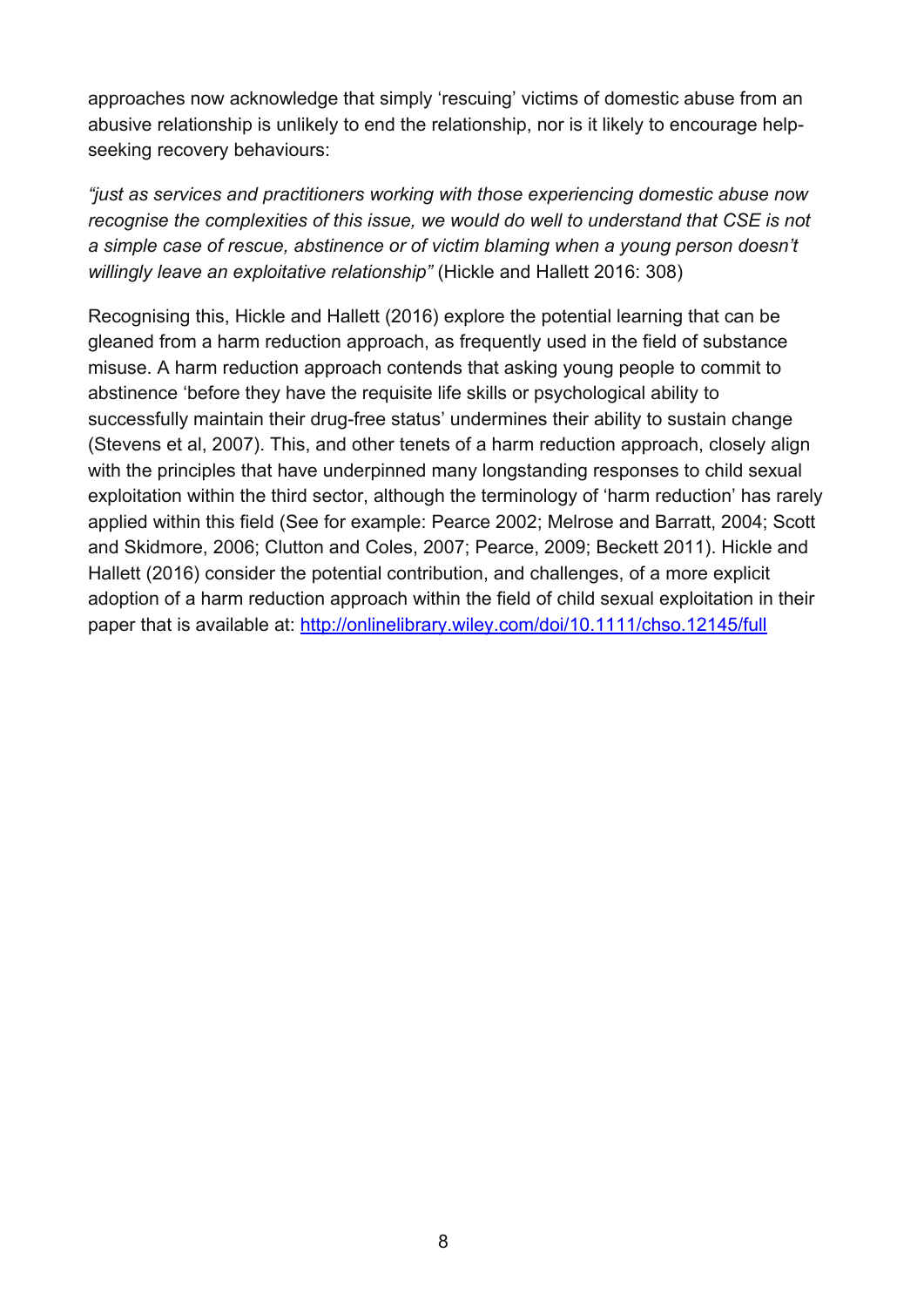approaches now acknowledge that simply 'rescuing' victims of domestic abuse from an abusive relationship is unlikely to end the relationship, nor is it likely to encourage help-seeking recovery behaviours:

*"just as services and practitioners working with those experiencing domestic abuse now recognise the complexities of this issue, we would do well to understand that CSE is not a simple case of rescue, abstinence or of victim blaming when a young person doesn't willingly leave an exploitative relationship"* (Hickle and Hallett 2016: 308)

Recognising this, Hickle and Hallett (2016) explore the potential learning that can be gleaned from a harm reduction approach, as frequently used in the field of substance misuse. A harm reduction approach contends that asking young people to commit to abstinence 'before they have the requisite life skills or psychological ability to successfully maintain their drug-free status' undermines their ability to sustain change (Stevens et al, 2007). This, and other tenets of a harm reduction approach, closely align with the principles that have underpinned many longstanding responses to child sexual exploitation within the third sector, although the terminology of 'harm reduction' has rarely applied within this field (See for example: Pearce 2002; Melrose and Barratt, 2004; Scott and Skidmore, 2006; Clutton and Coles, 2007; Pearce, 2009; Beckett 2011). Hickle and Hallett (2016) consider the potential contribution, and challenges, of a more explicit adoption of a harm reduction approach within the field of child sexual exploitation in their paper that is available at: [http://onlinelibrary.wiley.com/doi/10.1111/chso.12145/full](http://onlinelibrary.wiley.com/doi/10.1111/chso.12145/full)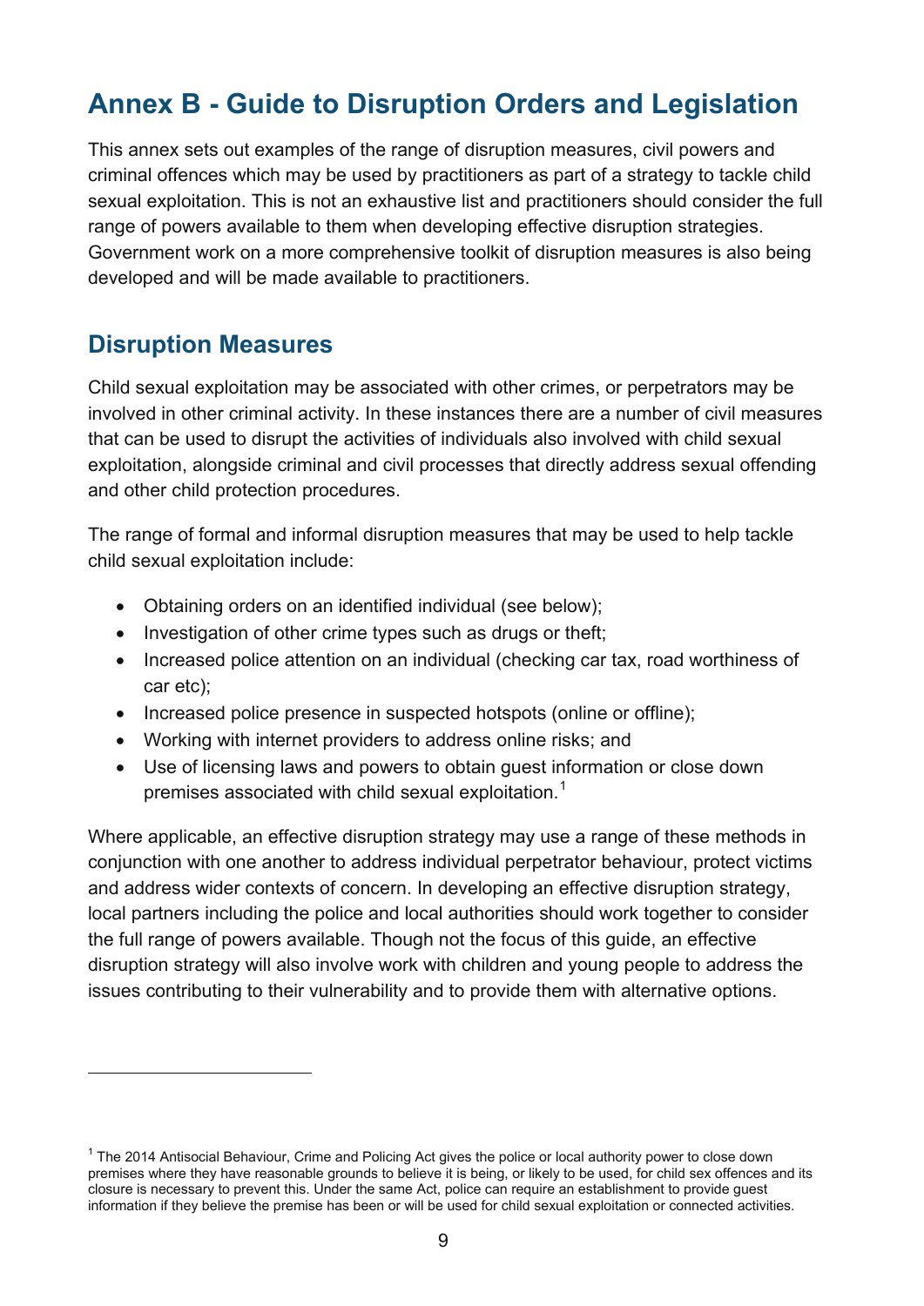# Annex B - Guide to Disruption Orders and Legislation

This annex sets out examples of the range of disruption measures, civil powers and criminal offences which may be used by practitioners as part of a strategy to tackle child sexual exploitation. This is not an exhaustive list and practitioners should consider the full range of powers available to them when developing effective disruption strategies. Government work on a more comprehensive toolkit of disruption measures is also being developed and will be made available to practitioners.

## Disruption Measures

Child sexual exploitation may be associated with other crimes, or perpetrators may be involved in other criminal activity. In these instances there are a number of civil measures that can be used to disrupt the activities of individuals also involved with child sexual exploitation, alongside criminal and civil processes that directly address sexual offending and other child protection procedures.

The range of formal and informal disruption measures that may be used to help tackle child sexual exploitation include:

- Obtaining orders on an identified individual (see below);
- Investigation of other crime types such as drugs or theft;
- Increased police attention on an individual (checking car tax, road worthiness of car etc);
- Increased police presence in suspected hotspots (online or offline);
- Working with internet providers to address online risks; and
- Use of licensing laws and powers to obtain guest information or close down premises associated with child sexual exploitation.[1]

Where applicable, an effective disruption strategy may use a range of these methods in conjunction with one another to address individual perpetrator behaviour, protect victims and address wider contexts of concern. In developing an effective disruption strategy, local partners including the police and local authorities should work together to consider the full range of powers available. Though not the focus of this guide, an effective disruption strategy will also involve work with children and young people to address the issues contributing to their vulnerability and to provide them with alternative options.

---

[1] The 2014 Antisocial Behaviour, Crime and Policing Act gives the police or local authority power to close down premises where they have reasonable grounds to believe it is being, or likely to be used, for child sex offences and its closure is necessary to prevent this. Under the same Act, police can require an establishment to provide guest information if they believe the premise has been or will be used for child sexual exploitation or connected activities.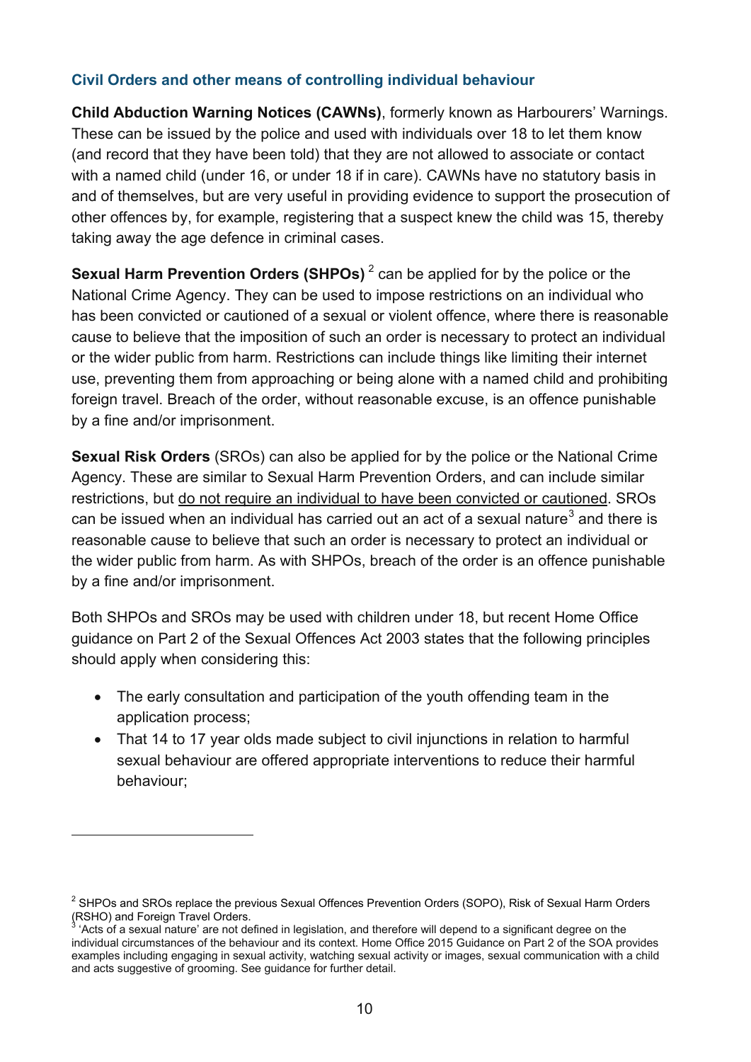### Civil Orders and other means of controlling individual behaviour

**Child Abduction Warning Notices (CAWNs)**, formerly known as Harbourers' Warnings. These can be issued by the police and used with individuals over 18 to let them know (and record that they have been told) that they are not allowed to associate or contact with a named child (under 16, or under 18 if in care). CAWNs have no statutory basis in and of themselves, but are very useful in providing evidence to support the prosecution of other offences by, for example, registering that a suspect knew the child was 15, thereby taking away the age defence in criminal cases.

**Sexual Harm Prevention Orders (SHPOs)** [2] can be applied for by the police or the National Crime Agency. They can be used to impose restrictions on an individual who has been convicted or cautioned of a sexual or violent offence, where there is reasonable cause to believe that the imposition of such an order is necessary to protect an individual or the wider public from harm. Restrictions can include things like limiting their internet use, preventing them from approaching or being alone with a named child and prohibiting foreign travel. Breach of the order, without reasonable excuse, is an offence punishable by a fine and/or imprisonment.

**Sexual Risk Orders** (SROs) can also be applied for by the police or the National Crime Agency. These are similar to Sexual Harm Prevention Orders, and can include similar restrictions, but <u>do not require an individual to have been convicted or cautioned</u>. SROs can be issued when an individual has carried out an act of a sexual nature[3] and there is reasonable cause to believe that such an order is necessary to protect an individual or the wider public from harm. As with SHPOs, breach of the order is an offence punishable by a fine and/or imprisonment.

Both SHPOs and SROs may be used with children under 18, but recent Home Office guidance on Part 2 of the Sexual Offences Act 2003 states that the following principles should apply when considering this:

- The early consultation and participation of the youth offending team in the application process;
- That 14 to 17 year olds made subject to civil injunctions in relation to harmful sexual behaviour are offered appropriate interventions to reduce their harmful behaviour;

---

[2] SHPOs and SROs replace the previous Sexual Offences Prevention Orders (SOPO), Risk of Sexual Harm Orders (RSHO) and Foreign Travel Orders.

[3] 'Acts of a sexual nature' are not defined in legislation, and therefore will depend to a significant degree on the individual circumstances of the behaviour and its context. Home Office 2015 Guidance on Part 2 of the SOA provides examples including engaging in sexual activity, watching sexual activity or images, sexual communication with a child and acts suggestive of grooming. See guidance for further detail.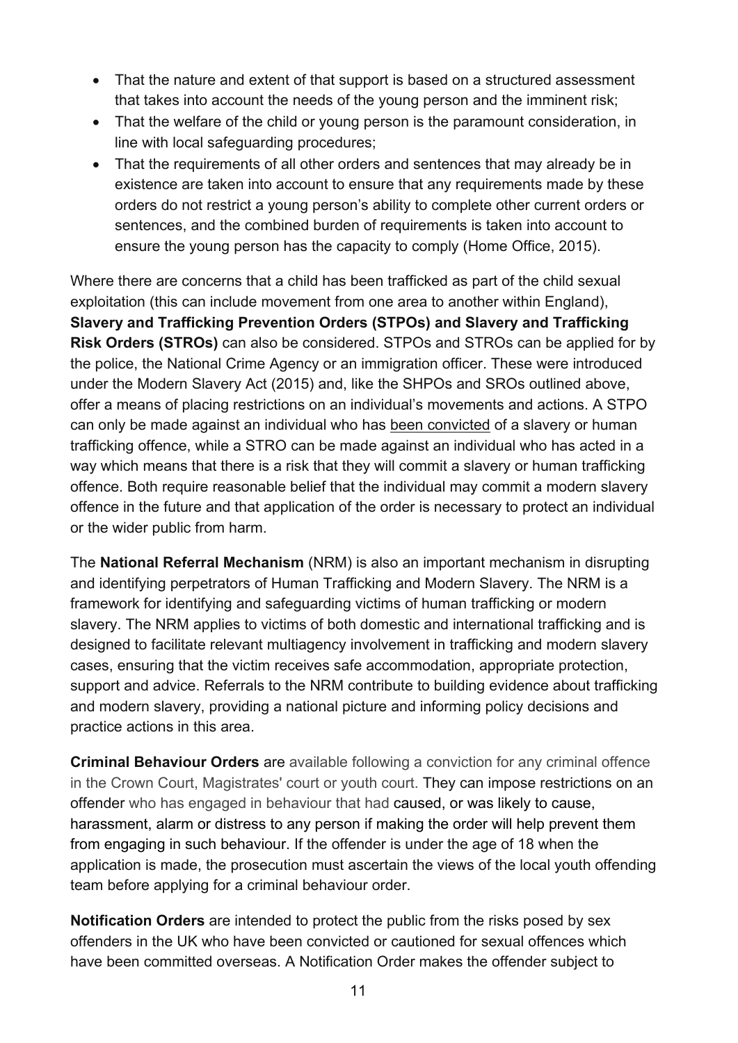- That the nature and extent of that support is based on a structured assessment that takes into account the needs of the young person and the imminent risk;
- That the welfare of the child or young person is the paramount consideration, in line with local safeguarding procedures;
- That the requirements of all other orders and sentences that may already be in existence are taken into account to ensure that any requirements made by these orders do not restrict a young person's ability to complete other current orders or sentences, and the combined burden of requirements is taken into account to ensure the young person has the capacity to comply (Home Office, 2015).

Where there are concerns that a child has been trafficked as part of the child sexual exploitation (this can include movement from one area to another within England), **Slavery and Trafficking Prevention Orders (STPOs) and Slavery and Trafficking Risk Orders (STROs)** can also be considered. STPOs and STROs can be applied for by the police, the National Crime Agency or an immigration officer. These were introduced under the Modern Slavery Act (2015) and, like the SHPOs and SROs outlined above, offer a means of placing restrictions on an individual's movements and actions. A STPO can only be made against an individual who has been convicted of a slavery or human trafficking offence, while a STRO can be made against an individual who has acted in a way which means that there is a risk that they will commit a slavery or human trafficking offence. Both require reasonable belief that the individual may commit a modern slavery offence in the future and that application of the order is necessary to protect an individual or the wider public from harm.

The **National Referral Mechanism** (NRM) is also an important mechanism in disrupting and identifying perpetrators of Human Trafficking and Modern Slavery. The NRM is a framework for identifying and safeguarding victims of human trafficking or modern slavery. The NRM applies to victims of both domestic and international trafficking and is designed to facilitate relevant multiagency involvement in trafficking and modern slavery cases, ensuring that the victim receives safe accommodation, appropriate protection, support and advice. Referrals to the NRM contribute to building evidence about trafficking and modern slavery, providing a national picture and informing policy decisions and practice actions in this area.

**Criminal Behaviour Orders** are available following a conviction for any criminal offence in the Crown Court, Magistrates' court or youth court. They can impose restrictions on an offender who has engaged in behaviour that had caused, or was likely to cause, harassment, alarm or distress to any person if making the order will help prevent them from engaging in such behaviour. If the offender is under the age of 18 when the application is made, the prosecution must ascertain the views of the local youth offending team before applying for a criminal behaviour order.

**Notification Orders** are intended to protect the public from the risks posed by sex offenders in the UK who have been convicted or cautioned for sexual offences which have been committed overseas. A Notification Order makes the offender subject to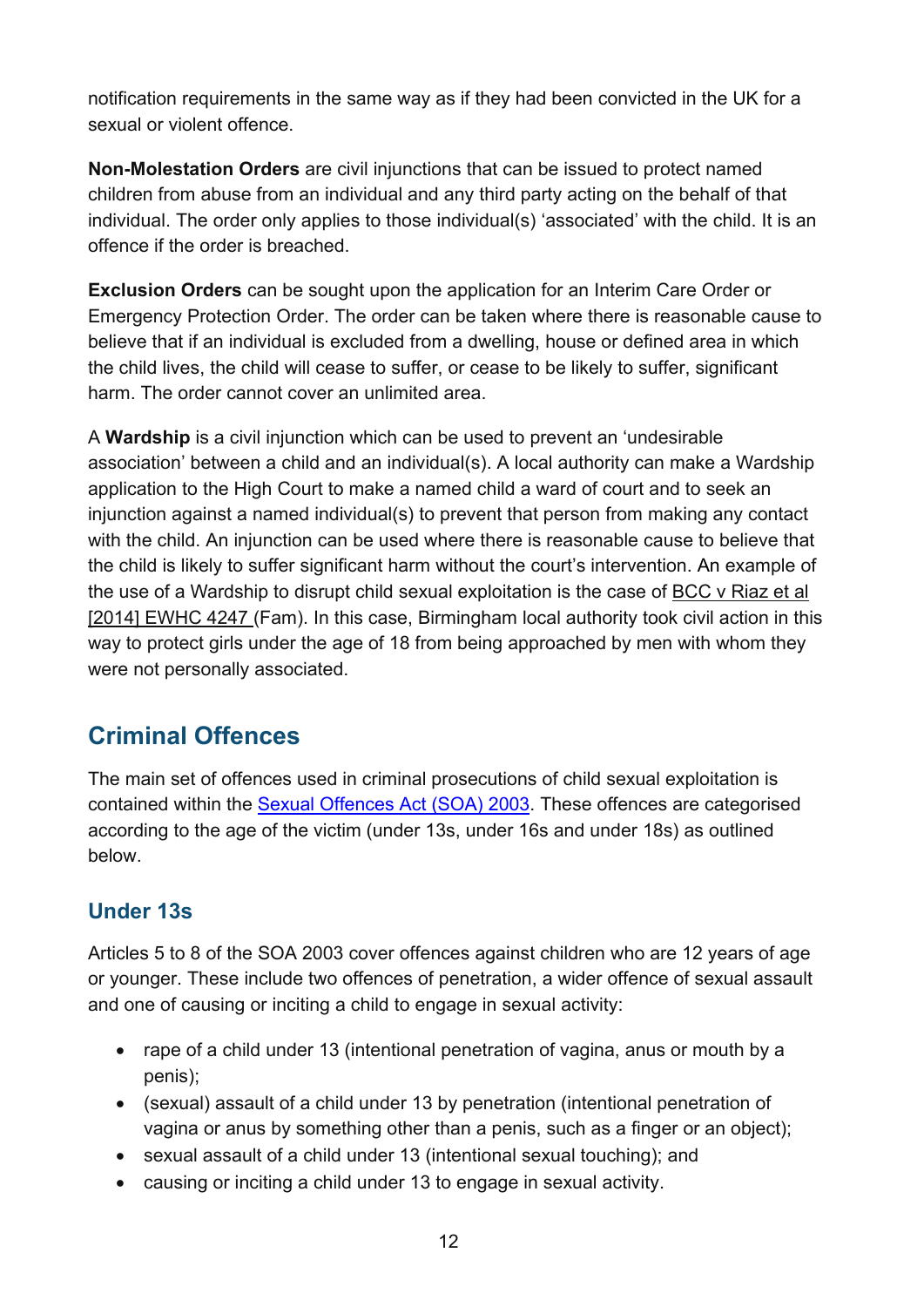notification requirements in the same way as if they had been convicted in the UK for a sexual or violent offence.

**Non-Molestation Orders** are civil injunctions that can be issued to protect named children from abuse from an individual and any third party acting on the behalf of that individual. The order only applies to those individual(s) 'associated' with the child. It is an offence if the order is breached.

**Exclusion Orders** can be sought upon the application for an Interim Care Order or Emergency Protection Order. The order can be taken where there is reasonable cause to believe that if an individual is excluded from a dwelling, house or defined area in which the child lives, the child will cease to suffer, or cease to be likely to suffer, significant harm. The order cannot cover an unlimited area.

A **Wardship** is a civil injunction which can be used to prevent an 'undesirable association' between a child and an individual(s). A local authority can make a Wardship application to the High Court to make a named child a ward of court and to seek an injunction against a named individual(s) to prevent that person from making any contact with the child. An injunction can be used where there is reasonable cause to believe that the child is likely to suffer significant harm without the court's intervention. An example of the use of a Wardship to disrupt child sexual exploitation is the case of BCC v Riaz et al [2014] EWHC 4247 (Fam). In this case, Birmingham local authority took civil action in this way to protect girls under the age of 18 from being approached by men with whom they were not personally associated.

## Criminal Offences

The main set of offences used in criminal prosecutions of child sexual exploitation is contained within the Sexual Offences Act (SOA) 2003. These offences are categorised according to the age of the victim (under 13s, under 16s and under 18s) as outlined below.

### Under 13s

Articles 5 to 8 of the SOA 2003 cover offences against children who are 12 years of age or younger. These include two offences of penetration, a wider offence of sexual assault and one of causing or inciting a child to engage in sexual activity:

- rape of a child under 13 (intentional penetration of vagina, anus or mouth by a penis);
- (sexual) assault of a child under 13 by penetration (intentional penetration of vagina or anus by something other than a penis, such as a finger or an object);
- sexual assault of a child under 13 (intentional sexual touching); and
- causing or inciting a child under 13 to engage in sexual activity.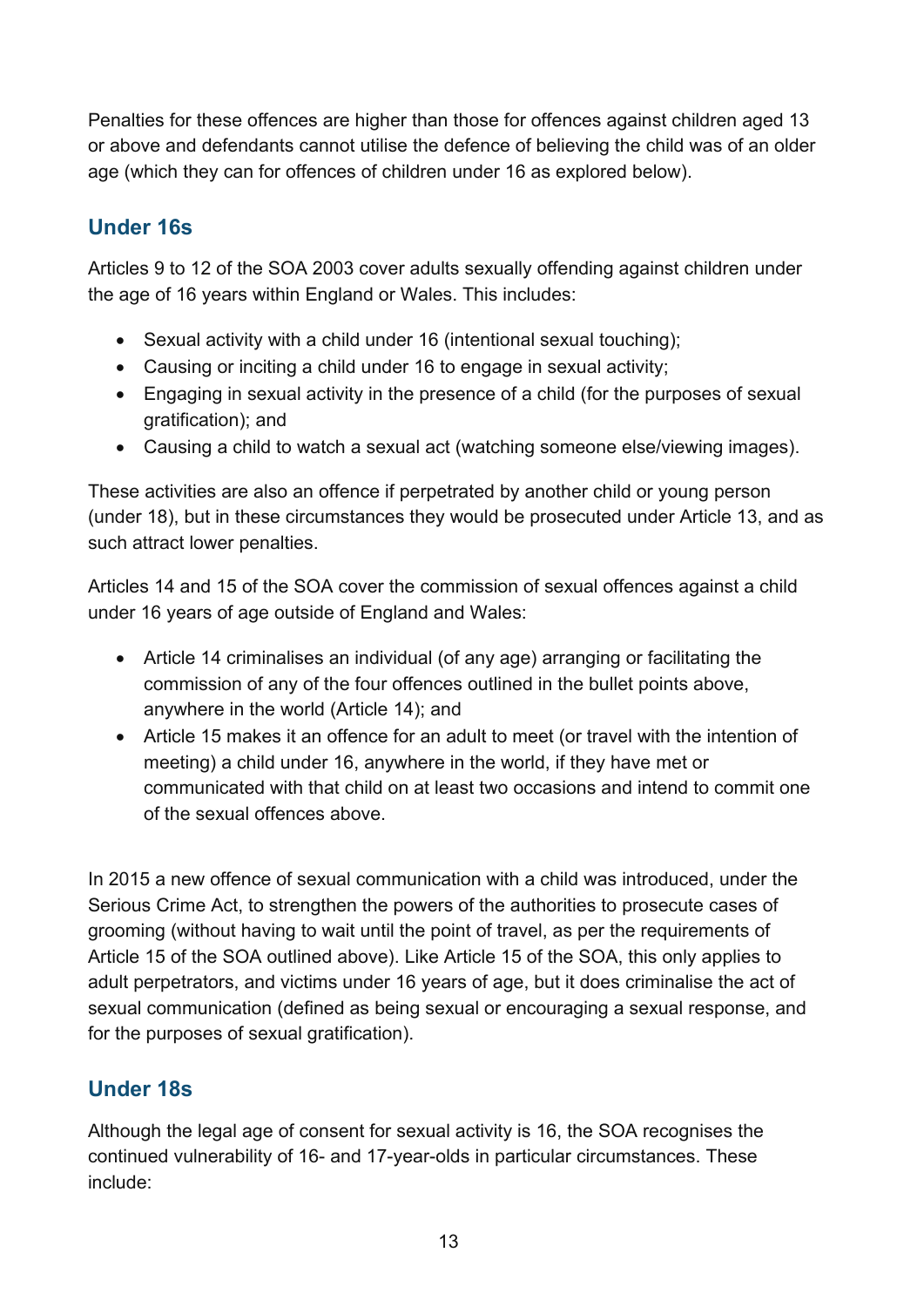Penalties for these offences are higher than those for offences against children aged 13 or above and defendants cannot utilise the defence of believing the child was of an older age (which they can for offences of children under 16 as explored below).

## Under 16s

Articles 9 to 12 of the SOA 2003 cover adults sexually offending against children under the age of 16 years within England or Wales. This includes:

- Sexual activity with a child under 16 (intentional sexual touching);
- Causing or inciting a child under 16 to engage in sexual activity;
- Engaging in sexual activity in the presence of a child (for the purposes of sexual gratification); and
- Causing a child to watch a sexual act (watching someone else/viewing images).

These activities are also an offence if perpetrated by another child or young person (under 18), but in these circumstances they would be prosecuted under Article 13, and as such attract lower penalties.

Articles 14 and 15 of the SOA cover the commission of sexual offences against a child under 16 years of age outside of England and Wales:

- Article 14 criminalises an individual (of any age) arranging or facilitating the commission of any of the four offences outlined in the bullet points above, anywhere in the world (Article 14); and
- Article 15 makes it an offence for an adult to meet (or travel with the intention of meeting) a child under 16, anywhere in the world, if they have met or communicated with that child on at least two occasions and intend to commit one of the sexual offences above.

In 2015 a new offence of sexual communication with a child was introduced, under the Serious Crime Act, to strengthen the powers of the authorities to prosecute cases of grooming (without having to wait until the point of travel, as per the requirements of Article 15 of the SOA outlined above). Like Article 15 of the SOA, this only applies to adult perpetrators, and victims under 16 years of age, but it does criminalise the act of sexual communication (defined as being sexual or encouraging a sexual response, and for the purposes of sexual gratification).

## Under 18s

Although the legal age of consent for sexual activity is 16, the SOA recognises the continued vulnerability of 16- and 17-year-olds in particular circumstances. These include: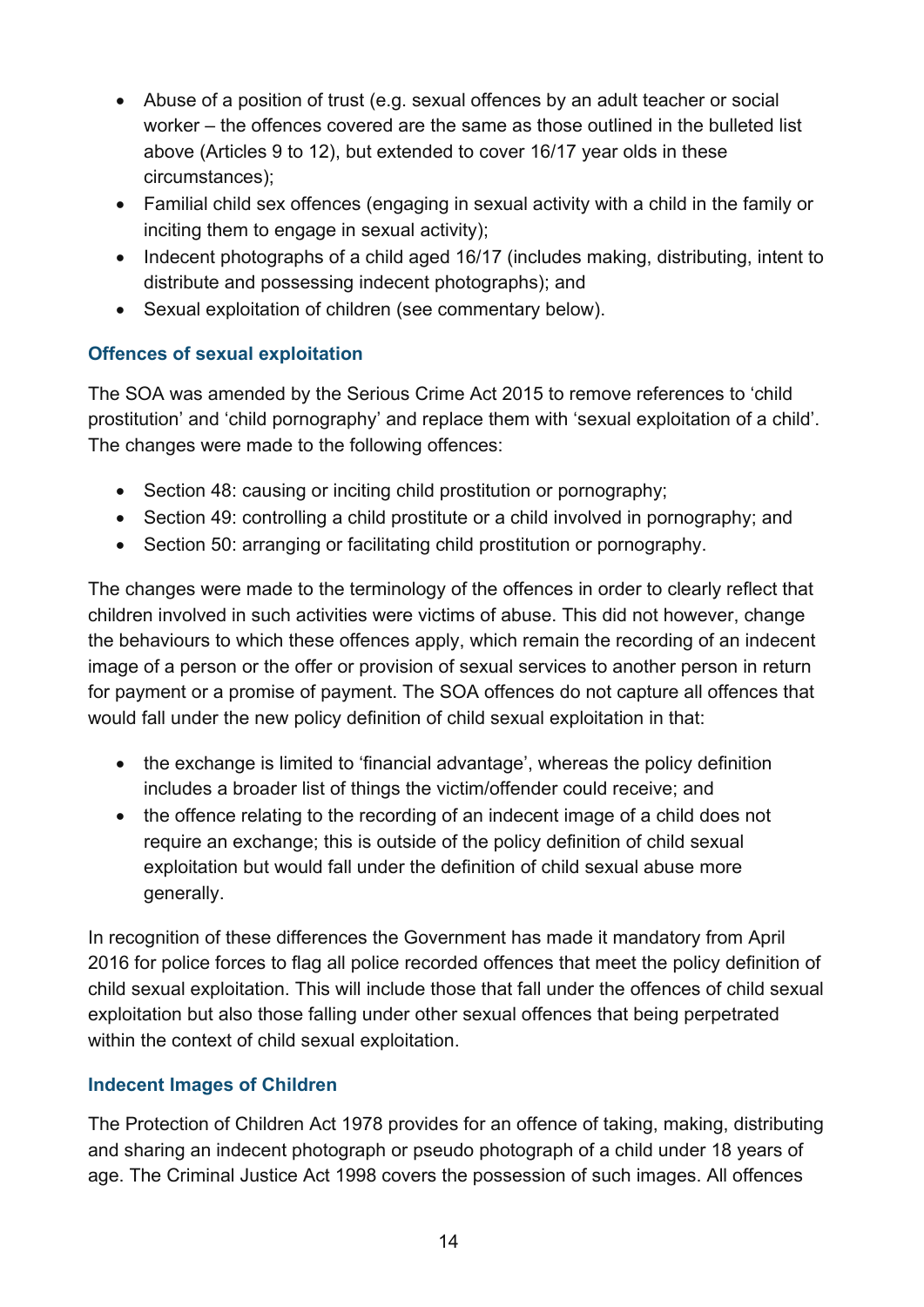- Abuse of a position of trust (e.g. sexual offences by an adult teacher or social worker – the offences covered are the same as those outlined in the bulleted list above (Articles 9 to 12), but extended to cover 16/17 year olds in these circumstances);
- Familial child sex offences (engaging in sexual activity with a child in the family or inciting them to engage in sexual activity);
- Indecent photographs of a child aged 16/17 (includes making, distributing, intent to distribute and possessing indecent photographs); and
- Sexual exploitation of children (see commentary below).

### Offences of sexual exploitation

The SOA was amended by the Serious Crime Act 2015 to remove references to 'child prostitution' and 'child pornography' and replace them with 'sexual exploitation of a child'. The changes were made to the following offences:

- Section 48: causing or inciting child prostitution or pornography;
- Section 49: controlling a child prostitute or a child involved in pornography; and
- Section 50: arranging or facilitating child prostitution or pornography.

The changes were made to the terminology of the offences in order to clearly reflect that children involved in such activities were victims of abuse. This did not however, change the behaviours to which these offences apply, which remain the recording of an indecent image of a person or the offer or provision of sexual services to another person in return for payment or a promise of payment. The SOA offences do not capture all offences that would fall under the new policy definition of child sexual exploitation in that:

- the exchange is limited to 'financial advantage', whereas the policy definition includes a broader list of things the victim/offender could receive; and
- the offence relating to the recording of an indecent image of a child does not require an exchange; this is outside of the policy definition of child sexual exploitation but would fall under the definition of child sexual abuse more generally.

In recognition of these differences the Government has made it mandatory from April 2016 for police forces to flag all police recorded offences that meet the policy definition of child sexual exploitation. This will include those that fall under the offences of child sexual exploitation but also those falling under other sexual offences that being perpetrated within the context of child sexual exploitation.

### Indecent Images of Children

The Protection of Children Act 1978 provides for an offence of taking, making, distributing and sharing an indecent photograph or pseudo photograph of a child under 18 years of age. The Criminal Justice Act 1998 covers the possession of such images. All offences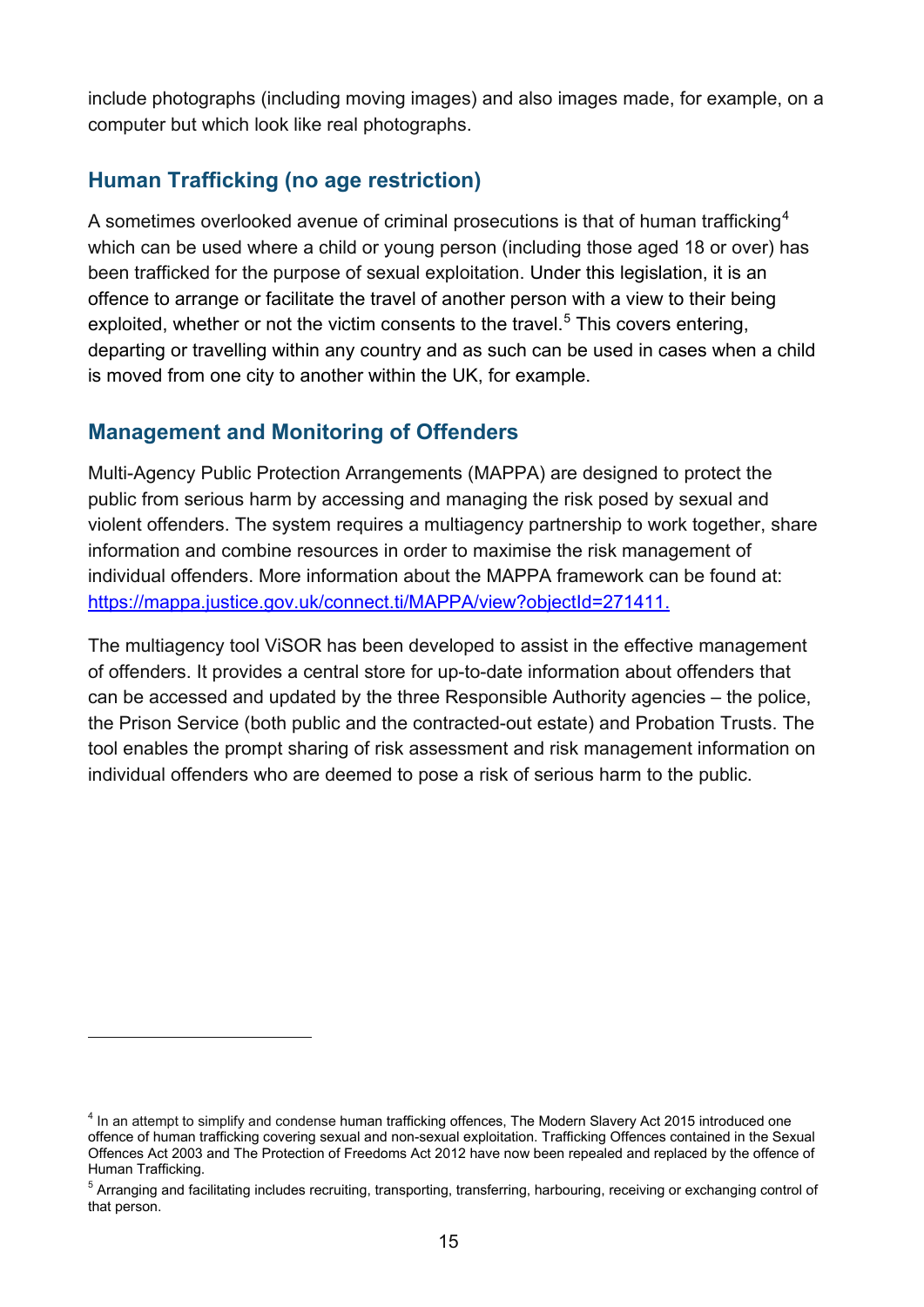include photographs (including moving images) and also images made, for example, on a computer but which look like real photographs.

## Human Trafficking (no age restriction)

A sometimes overlooked avenue of criminal prosecutions is that of human trafficking[4] which can be used where a child or young person (including those aged 18 or over) has been trafficked for the purpose of sexual exploitation. Under this legislation, it is an offence to arrange or facilitate the travel of another person with a view to their being exploited, whether or not the victim consents to the travel.[5] This covers entering, departing or travelling within any country and as such can be used in cases when a child is moved from one city to another within the UK, for example.

## Management and Monitoring of Offenders

Multi-Agency Public Protection Arrangements (MAPPA) are designed to protect the public from serious harm by accessing and managing the risk posed by sexual and violent offenders. The system requires a multiagency partnership to work together, share information and combine resources in order to maximise the risk management of individual offenders. More information about the MAPPA framework can be found at: [https://mappa.justice.gov.uk/connect.ti/MAPPA/view?objectId=271411.](https://mappa.justice.gov.uk/connect.ti/MAPPA/view?objectId=271411)

The multiagency tool ViSOR has been developed to assist in the effective management of offenders. It provides a central store for up-to-date information about offenders that can be accessed and updated by the three Responsible Authority agencies – the police, the Prison Service (both public and the contracted-out estate) and Probation Trusts. The tool enables the prompt sharing of risk assessment and risk management information on individual offenders who are deemed to pose a risk of serious harm to the public.

---

[4] In an attempt to simplify and condense human trafficking offences, The Modern Slavery Act 2015 introduced one offence of human trafficking covering sexual and non-sexual exploitation. Trafficking Offences contained in the Sexual Offences Act 2003 and The Protection of Freedoms Act 2012 have now been repealed and replaced by the offence of Human Trafficking.

[5] Arranging and facilitating includes recruiting, transporting, transferring, harbouring, receiving or exchanging control of that person.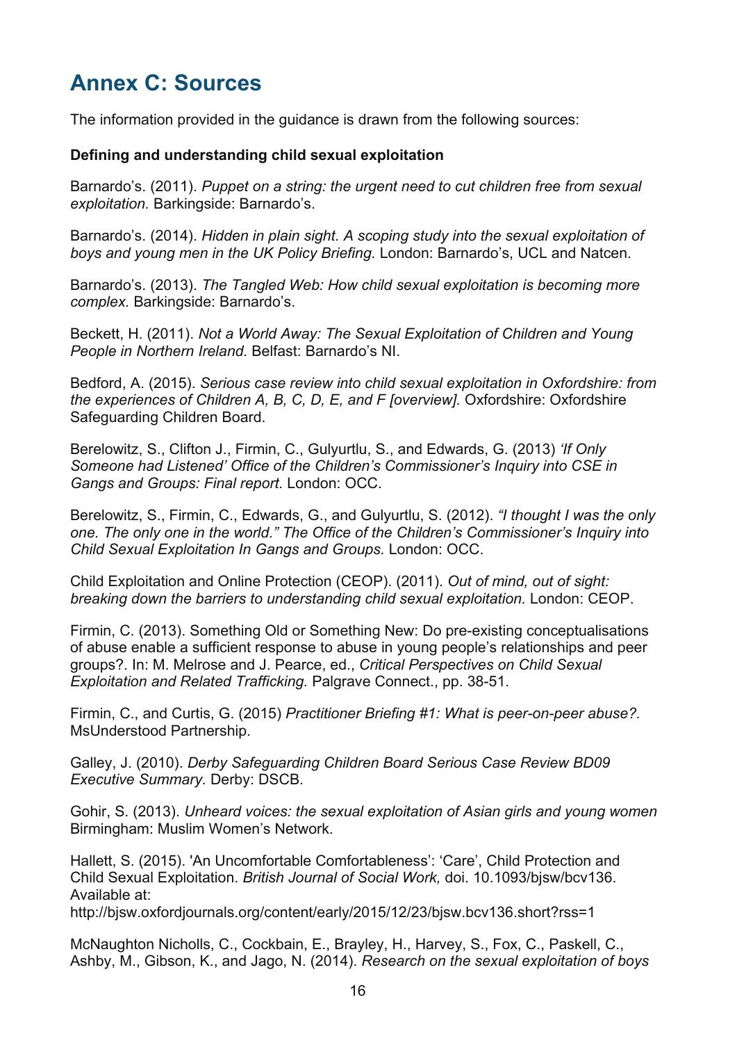# Annex C: Sources

The information provided in the guidance is drawn from the following sources:

**Defining and understanding child sexual exploitation**

Barnardo's. (2011). *Puppet on a string: the urgent need to cut children free from sexual exploitation.* Barkingside: Barnardo's.

Barnardo's. (2014). *Hidden in plain sight. A scoping study into the sexual exploitation of boys and young men in the UK Policy Briefing.* London: Barnardo's, UCL and Natcen.

Barnardo's. (2013). *The Tangled Web: How child sexual exploitation is becoming more complex.* Barkingside: Barnardo's.

Beckett, H. (2011). *Not a World Away: The Sexual Exploitation of Children and Young People in Northern Ireland.* Belfast: Barnardo's NI.

Bedford, A. (2015). *Serious case review into child sexual exploitation in Oxfordshire: from the experiences of Children A, B, C, D, E, and F [overview].* Oxfordshire: Oxfordshire Safeguarding Children Board.

Berelowitz, S., Clifton J., Firmin, C., Gulyurtlu, S., and Edwards, G. (2013) *'If Only Someone had Listened' Office of the Children's Commissioner's Inquiry into CSE in Gangs and Groups: Final report.* London: OCC.

Berelowitz, S., Firmin, C., Edwards, G., and Gulyurtlu, S. (2012). *"I thought I was the only one. The only one in the world." The Office of the Children's Commissioner's Inquiry into Child Sexual Exploitation In Gangs and Groups.* London: OCC.

Child Exploitation and Online Protection (CEOP). (2011). *Out of mind, out of sight: breaking down the barriers to understanding child sexual exploitation.* London: CEOP.

Firmin, C. (2013). Something Old or Something New: Do pre-existing conceptualisations of abuse enable a sufficient response to abuse in young people's relationships and peer groups?. In: M. Melrose and J. Pearce, ed., *Critical Perspectives on Child Sexual Exploitation and Related Trafficking.* Palgrave Connect., pp. 38-51.

Firmin, C., and Curtis, G. (2015) *Practitioner Briefing #1: What is peer-on-peer abuse?.* MsUnderstood Partnership.

Galley, J. (2010). *Derby Safeguarding Children Board Serious Case Review BD09 Executive Summary.* Derby: DSCB.

Gohir, S. (2013). *Unheard voices: the sexual exploitation of Asian girls and young women* Birmingham: Muslim Women's Network.

Hallett, S. (2015). 'An Uncomfortable Comfortableness': 'Care', Child Protection and Child Sexual Exploitation. *British Journal of Social Work,* doi. 10.1093/bjsw/bcv136. Available at:
http://bjsw.oxfordjournals.org/content/early/2015/12/23/bjsw.bcv136.short?rss=1

McNaughton Nicholls, C., Cockbain, E., Brayley, H., Harvey, S., Fox, C., Paskell, C., Ashby, M., Gibson, K., and Jago, N. (2014). *Research on the sexual exploitation of boys*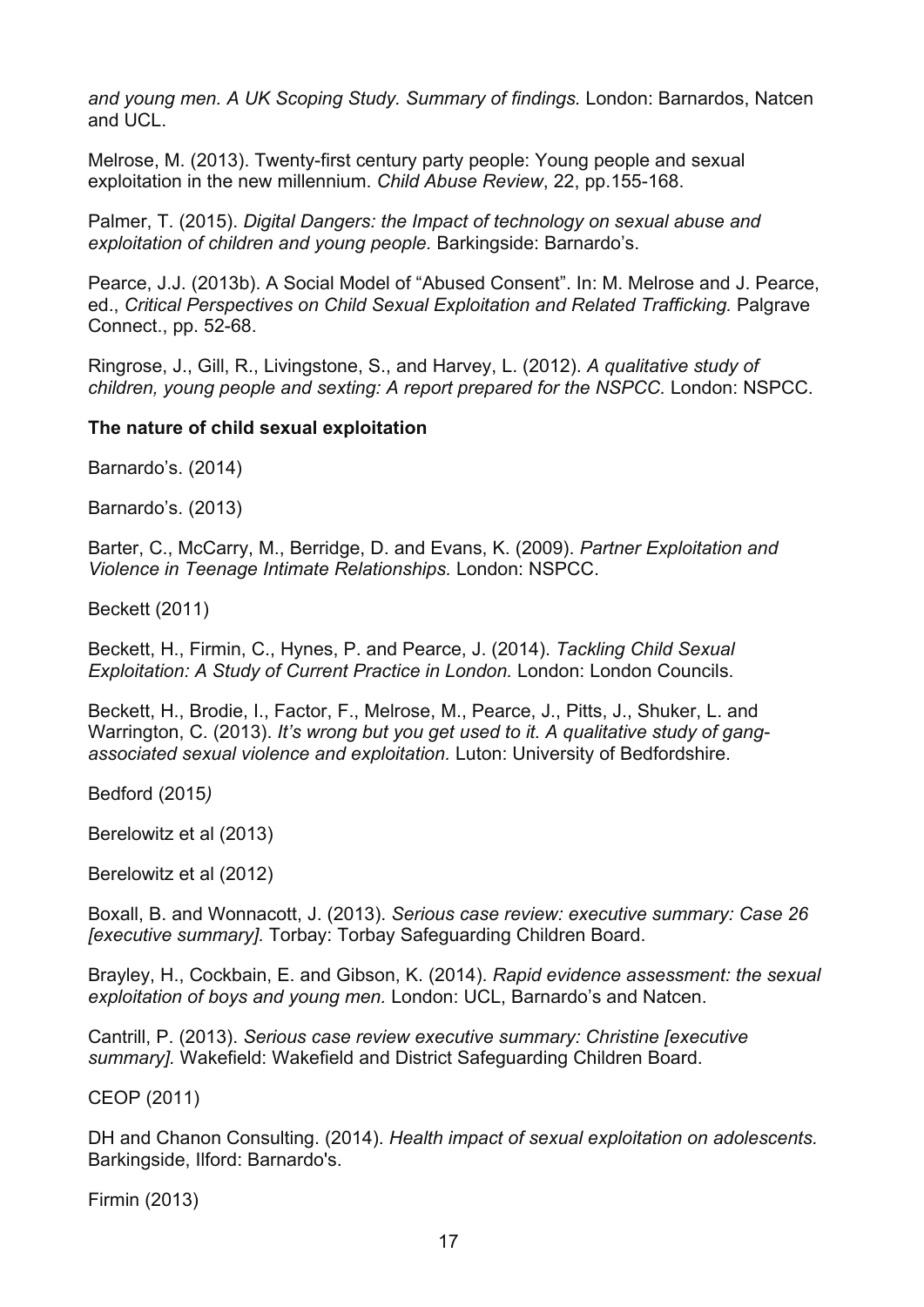*and young men. A UK Scoping Study. Summary of findings.* London: Barnardos, Natcen and UCL.

Melrose, M. (2013). Twenty-first century party people: Young people and sexual exploitation in the new millennium. *Child Abuse Review*, 22, pp.155-168.

Palmer, T. (2015). *Digital Dangers: the Impact of technology on sexual abuse and exploitation of children and young people.* Barkingside: Barnardo's.

Pearce, J.J. (2013b). A Social Model of "Abused Consent". In: M. Melrose and J. Pearce, ed., *Critical Perspectives on Child Sexual Exploitation and Related Trafficking.* Palgrave Connect., pp. 52-68.

Ringrose, J., Gill, R., Livingstone, S., and Harvey, L. (2012). *A qualitative study of children, young people and sexting: A report prepared for the NSPCC.* London: NSPCC.

**The nature of child sexual exploitation**

Barnardo's. (2014)

Barnardo's. (2013)

Barter, C., McCarry, M., Berridge, D. and Evans, K. (2009). *Partner Exploitation and Violence in Teenage Intimate Relationships.* London: NSPCC.

Beckett (2011)

Beckett, H., Firmin, C., Hynes, P. and Pearce, J. (2014). *Tackling Child Sexual Exploitation: A Study of Current Practice in London.* London: London Councils.

Beckett, H., Brodie, I., Factor, F., Melrose, M., Pearce, J., Pitts, J., Shuker, L. and Warrington, C. (2013). *It's wrong but you get used to it. A qualitative study of gang-associated sexual violence and exploitation.* Luton: University of Bedfordshire.

Bedford (2015*)*

Berelowitz et al (2013)

Berelowitz et al (2012)

Boxall, B. and Wonnacott, J. (2013). *Serious case review: executive summary: Case 26 [executive summary].* Torbay: Torbay Safeguarding Children Board.

Brayley, H., Cockbain, E. and Gibson, K. (2014). *Rapid evidence assessment: the sexual exploitation of boys and young men.* London: UCL, Barnardo's and Natcen.

Cantrill, P. (2013). *Serious case review executive summary: Christine [executive summary].* Wakefield: Wakefield and District Safeguarding Children Board.

CEOP (2011)

DH and Chanon Consulting. (2014). *Health impact of sexual exploitation on adolescents.* Barkingside, Ilford: Barnardo's.

Firmin (2013)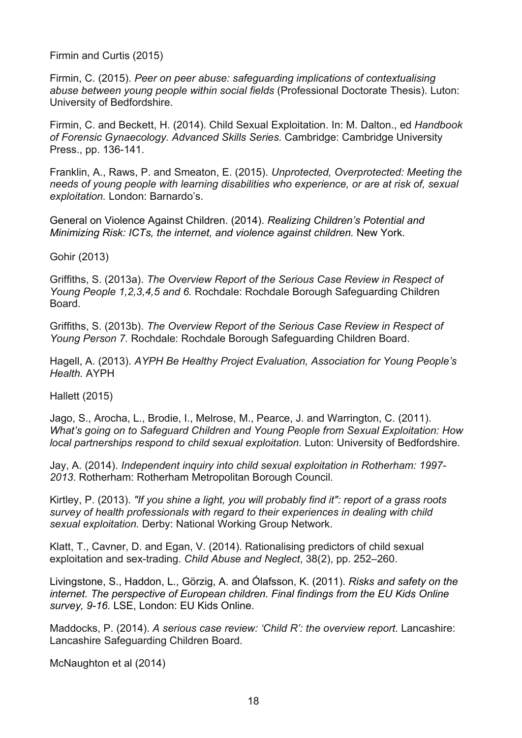Firmin and Curtis (2015)

Firmin, C. (2015). *Peer on peer abuse: safeguarding implications of contextualising abuse between young people within social fields* (Professional Doctorate Thesis). Luton: University of Bedfordshire.

Firmin, C. and Beckett, H. (2014). Child Sexual Exploitation. In: M. Dalton., ed *Handbook of Forensic Gynaecology. Advanced Skills Series.* Cambridge: Cambridge University Press., pp. 136-141.

Franklin, A., Raws, P. and Smeaton, E. (2015). *Unprotected, Overprotected: Meeting the needs of young people with learning disabilities who experience, or are at risk of, sexual exploitation.* London: Barnardo's.

General on Violence Against Children. (2014). *Realizing Children's Potential and Minimizing Risk: ICTs, the internet, and violence against children.* New York.

Gohir (2013)

Griffiths, S. (2013a). *The Overview Report of the Serious Case Review in Respect of Young People 1,2,3,4,5 and 6.* Rochdale: Rochdale Borough Safeguarding Children Board.

Griffiths, S. (2013b). *The Overview Report of the Serious Case Review in Respect of Young Person 7.* Rochdale: Rochdale Borough Safeguarding Children Board.

Hagell, A. (2013). *AYPH Be Healthy Project Evaluation, Association for Young People's Health.* AYPH

Hallett (2015)

Jago, S., Arocha, L., Brodie, I., Melrose, M., Pearce, J. and Warrington, C. (2011). *What's going on to Safeguard Children and Young People from Sexual Exploitation: How local partnerships respond to child sexual exploitation.* Luton: University of Bedfordshire.

Jay, A. (2014). *Independent inquiry into child sexual exploitation in Rotherham: 1997-2013*. Rotherham: Rotherham Metropolitan Borough Council.

Kirtley, P. (2013). *"If you shine a light, you will probably find it": report of a grass roots survey of health professionals with regard to their experiences in dealing with child sexual exploitation.* Derby: National Working Group Network.

Klatt, T., Cavner, D. and Egan, V. (2014). Rationalising predictors of child sexual exploitation and sex-trading. *Child Abuse and Neglect*, 38(2), pp. 252–260.

Livingstone, S., Haddon, L., Görzig, A. and Ólafsson, K. (2011). *Risks and safety on the internet. The perspective of European children. Final findings from the EU Kids Online survey, 9-16.* LSE, London: EU Kids Online.

Maddocks, P. (2014). *A serious case review: 'Child R': the overview report.* Lancashire: Lancashire Safeguarding Children Board.

McNaughton et al (2014)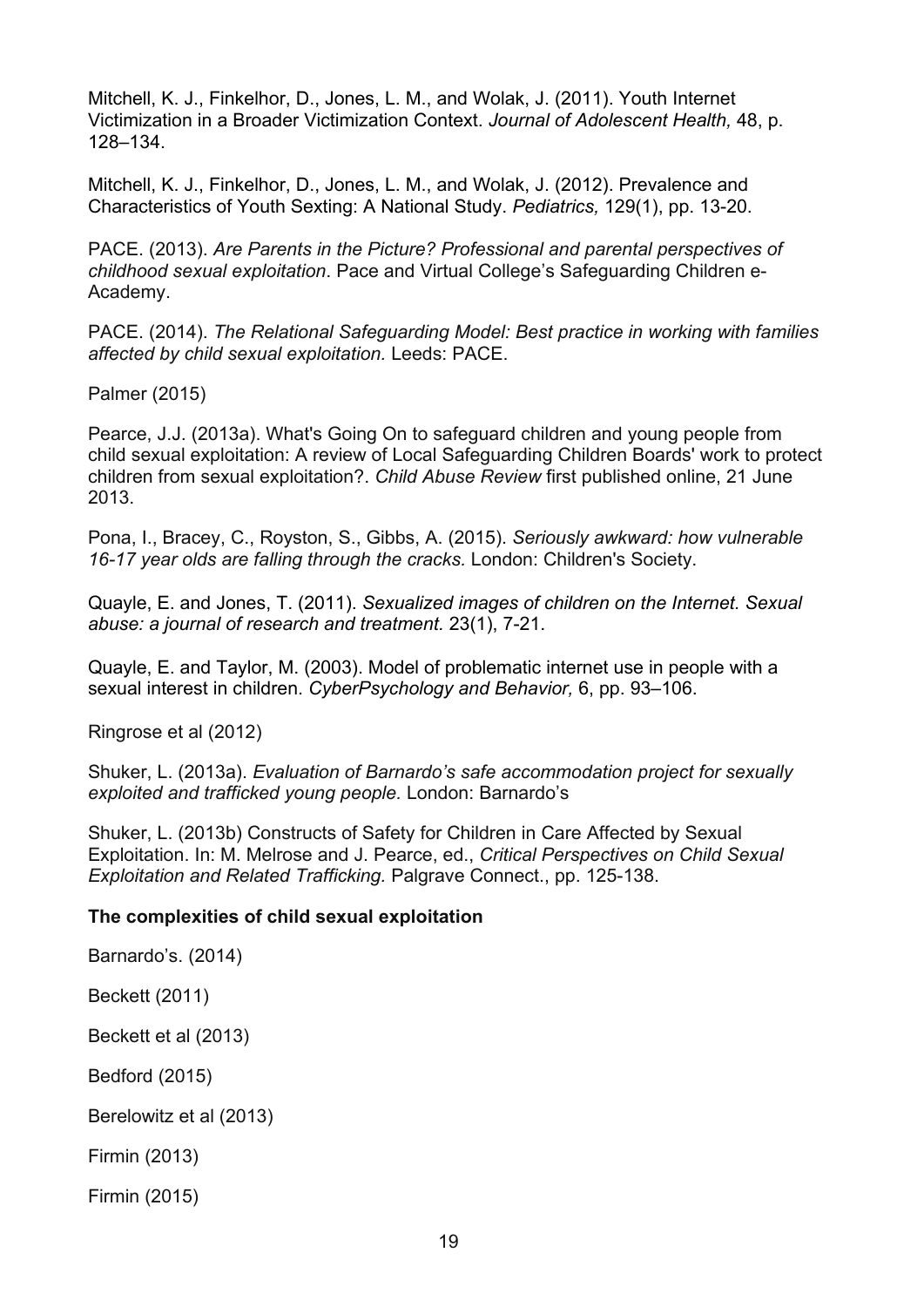Mitchell, K. J., Finkelhor, D., Jones, L. M., and Wolak, J. (2011). Youth Internet Victimization in a Broader Victimization Context. *Journal of Adolescent Health,* 48, p. 128–134.

Mitchell, K. J., Finkelhor, D., Jones, L. M., and Wolak, J. (2012). Prevalence and Characteristics of Youth Sexting: A National Study. *Pediatrics,* 129(1), pp. 13-20.

PACE. (2013). *Are Parents in the Picture? Professional and parental perspectives of childhood sexual exploitation*. Pace and Virtual College's Safeguarding Children e-Academy.

PACE. (2014). *The Relational Safeguarding Model: Best practice in working with families affected by child sexual exploitation.* Leeds: PACE.

Palmer (2015)

Pearce, J.J. (2013a). What's Going On to safeguard children and young people from child sexual exploitation: A review of Local Safeguarding Children Boards' work to protect children from sexual exploitation?. *Child Abuse Review* first published online, 21 June 2013.

Pona, I., Bracey, C., Royston, S., Gibbs, A. (2015). *Seriously awkward: how vulnerable 16-17 year olds are falling through the cracks.* London: Children's Society.

Quayle, E. and Jones, T. (2011). *Sexualized images of children on the Internet. Sexual abuse: a journal of research and treatment.* 23(1), 7-21.

Quayle, E. and Taylor, M. (2003). Model of problematic internet use in people with a sexual interest in children. *CyberPsychology and Behavior,* 6, pp. 93–106.

Ringrose et al (2012)

Shuker, L. (2013a). *Evaluation of Barnardo's safe accommodation project for sexually exploited and trafficked young people.* London: Barnardo's

Shuker, L. (2013b) Constructs of Safety for Children in Care Affected by Sexual Exploitation. In: M. Melrose and J. Pearce, ed., *Critical Perspectives on Child Sexual Exploitation and Related Trafficking.* Palgrave Connect., pp. 125-138.

**The complexities of child sexual exploitation**

Barnardo's. (2014)

Beckett (2011)

Beckett et al (2013)

Bedford (2015)

Berelowitz et al (2013)

Firmin (2013)

Firmin (2015)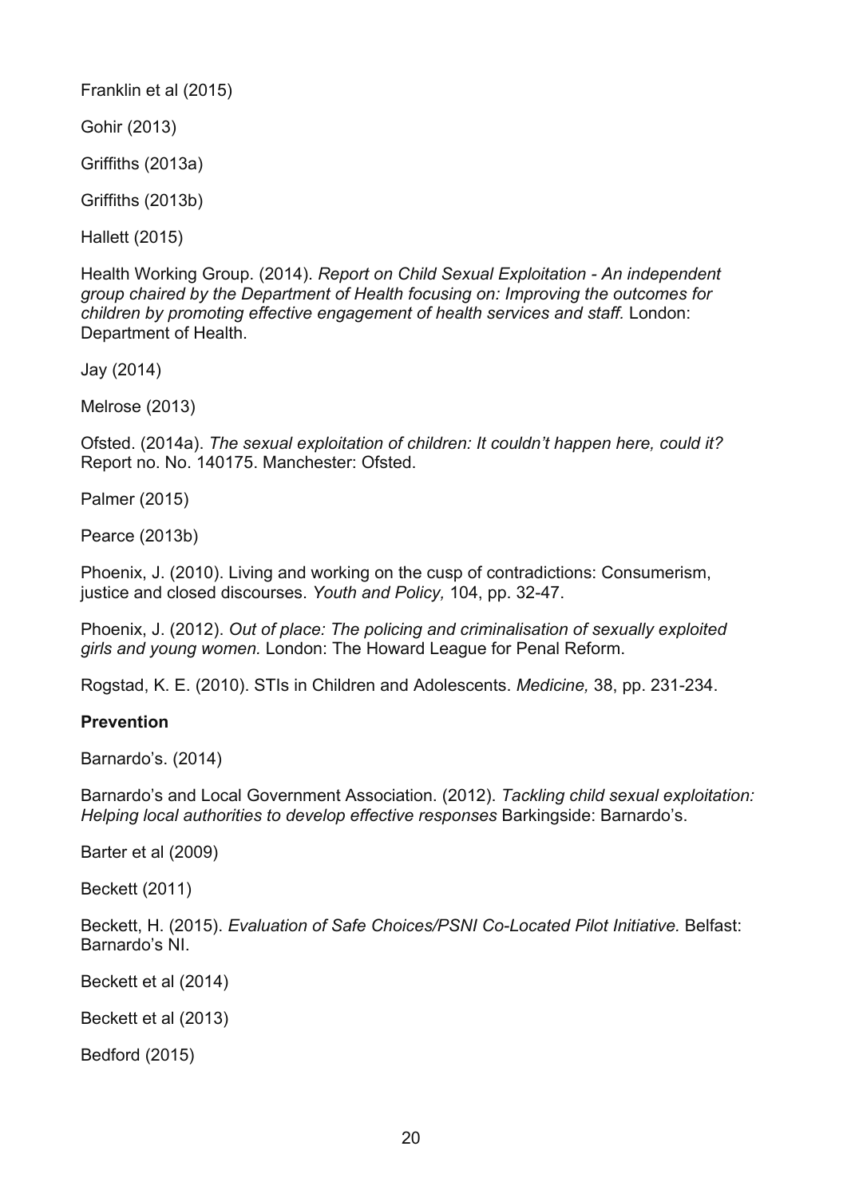Franklin et al (2015)

Gohir (2013)

Griffiths (2013a)

Griffiths (2013b)

Hallett (2015)

Health Working Group. (2014). *Report on Child Sexual Exploitation - An independent group chaired by the Department of Health focusing on: Improving the outcomes for children by promoting effective engagement of health services and staff.* London: Department of Health.

Jay (2014)

Melrose (2013)

Ofsted. (2014a). *The sexual exploitation of children: It couldn't happen here, could it?* Report no. No. 140175. Manchester: Ofsted.

Palmer (2015)

Pearce (2013b)

Phoenix, J. (2010). Living and working on the cusp of contradictions: Consumerism, justice and closed discourses. *Youth and Policy,* 104, pp. 32-47.

Phoenix, J. (2012). *Out of place: The policing and criminalisation of sexually exploited girls and young women.* London: The Howard League for Penal Reform.

Rogstad, K. E. (2010). STIs in Children and Adolescents. *Medicine,* 38, pp. 231-234.

**Prevention**

Barnardo's. (2014)

Barnardo's and Local Government Association. (2012). *Tackling child sexual exploitation: Helping local authorities to develop effective responses* Barkingside: Barnardo's.

Barter et al (2009)

Beckett (2011)

Beckett, H. (2015). *Evaluation of Safe Choices/PSNI Co-Located Pilot Initiative.* Belfast: Barnardo's NI.

Beckett et al (2014)

Beckett et al (2013)

Bedford (2015)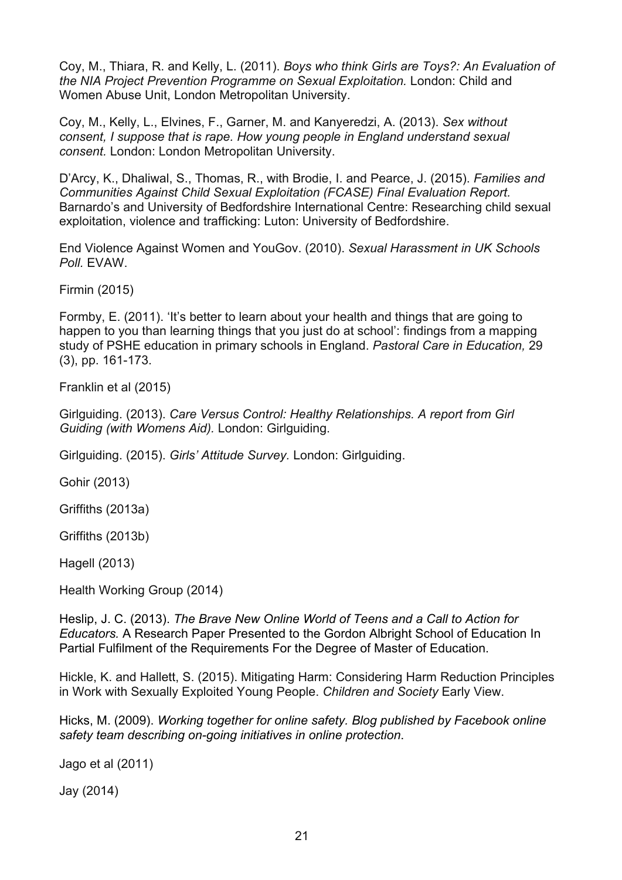Coy, M., Thiara, R. and Kelly, L. (2011). *Boys who think Girls are Toys?: An Evaluation of the NIA Project Prevention Programme on Sexual Exploitation.* London: Child and Women Abuse Unit, London Metropolitan University.

Coy, M., Kelly, L., Elvines, F., Garner, M. and Kanyeredzi, A. (2013). *Sex without consent, I suppose that is rape. How young people in England understand sexual consent.* London: London Metropolitan University.

D'Arcy, K., Dhaliwal, S., Thomas, R., with Brodie, I. and Pearce, J. (2015). *Families and Communities Against Child Sexual Exploitation (FCASE) Final Evaluation Report.* Barnardo's and University of Bedfordshire International Centre: Researching child sexual exploitation, violence and trafficking: Luton: University of Bedfordshire.

End Violence Against Women and YouGov. (2010). *Sexual Harassment in UK Schools Poll.* EVAW.

Firmin (2015)

Formby, E. (2011). 'It's better to learn about your health and things that are going to happen to you than learning things that you just do at school': findings from a mapping study of PSHE education in primary schools in England. *Pastoral Care in Education,* 29 (3), pp. 161-173.

Franklin et al (2015)

Girlguiding. (2013). *Care Versus Control: Healthy Relationships. A report from Girl Guiding (with Womens Aid).* London: Girlguiding.

Girlguiding. (2015). *Girls' Attitude Survey.* London: Girlguiding.

Gohir (2013)

Griffiths (2013a)

Griffiths (2013b)

Hagell (2013)

Health Working Group (2014)

Heslip, J. C. (2013). *The Brave New Online World of Teens and a Call to Action for Educators.* A Research Paper Presented to the Gordon Albright School of Education In Partial Fulfilment of the Requirements For the Degree of Master of Education.

Hickle, K. and Hallett, S. (2015). Mitigating Harm: Considering Harm Reduction Principles in Work with Sexually Exploited Young People. *Children and Society* Early View.

Hicks, M. (2009). *Working together for online safety. Blog published by Facebook online safety team describing on-going initiatives in online protection.*

Jago et al (2011)

Jay (2014)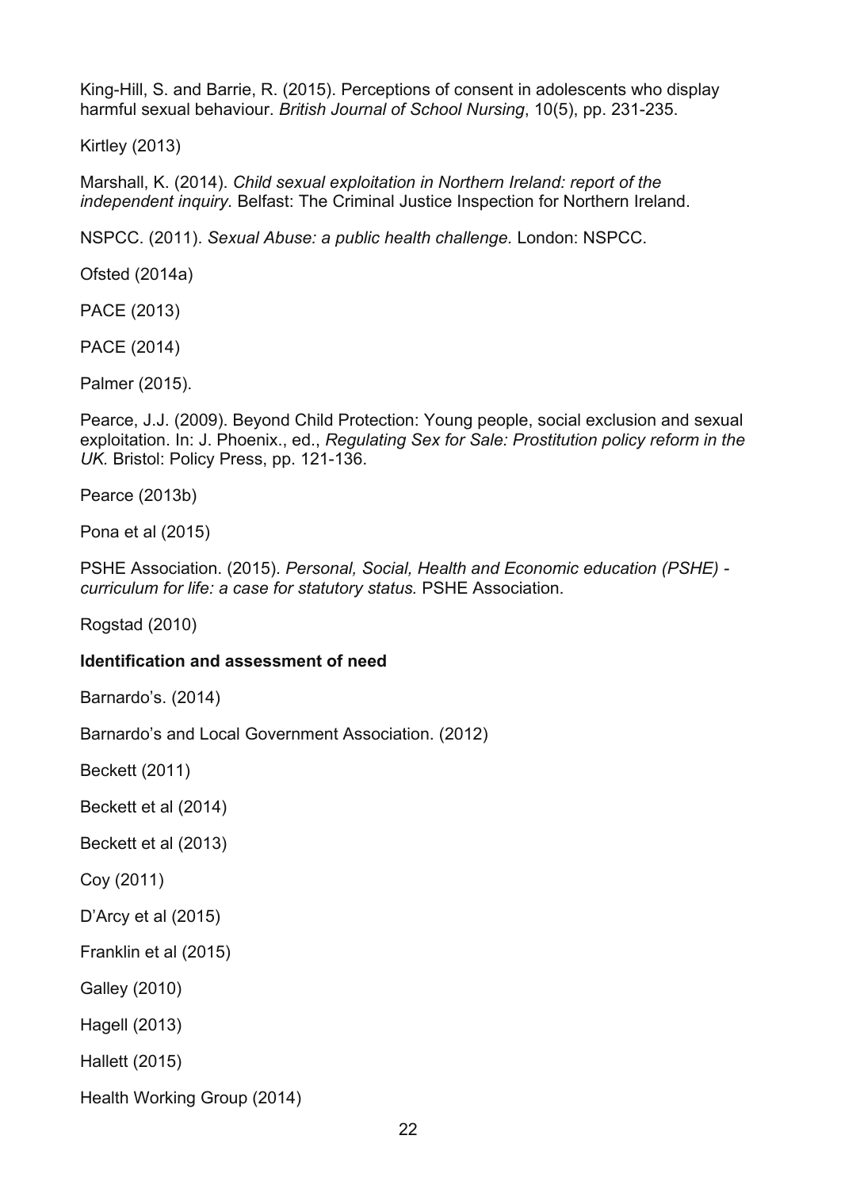King-Hill, S. and Barrie, R. (2015). Perceptions of consent in adolescents who display harmful sexual behaviour. *British Journal of School Nursing*, 10(5), pp. 231-235.

Kirtley (2013)

Marshall, K. (2014). *Child sexual exploitation in Northern Ireland: report of the independent inquiry.* Belfast: The Criminal Justice Inspection for Northern Ireland.

NSPCC. (2011). *Sexual Abuse: a public health challenge.* London: NSPCC.

Ofsted (2014a)

PACE (2013)

PACE (2014)

Palmer (2015).

Pearce, J.J. (2009). Beyond Child Protection: Young people, social exclusion and sexual exploitation. In: J. Phoenix., ed., *Regulating Sex for Sale: Prostitution policy reform in the UK.* Bristol: Policy Press, pp. 121-136.

Pearce (2013b)

Pona et al (2015)

PSHE Association. (2015). *Personal, Social, Health and Economic education (PSHE) - curriculum for life: a case for statutory status.* PSHE Association.

Rogstad (2010)

**Identification and assessment of need**

Barnardo's. (2014)

Barnardo's and Local Government Association. (2012)

Beckett (2011)

Beckett et al (2014)

Beckett et al (2013)

Coy (2011)

D'Arcy et al (2015)

Franklin et al (2015)

Galley (2010)

Hagell (2013)

Hallett (2015)

Health Working Group (2014)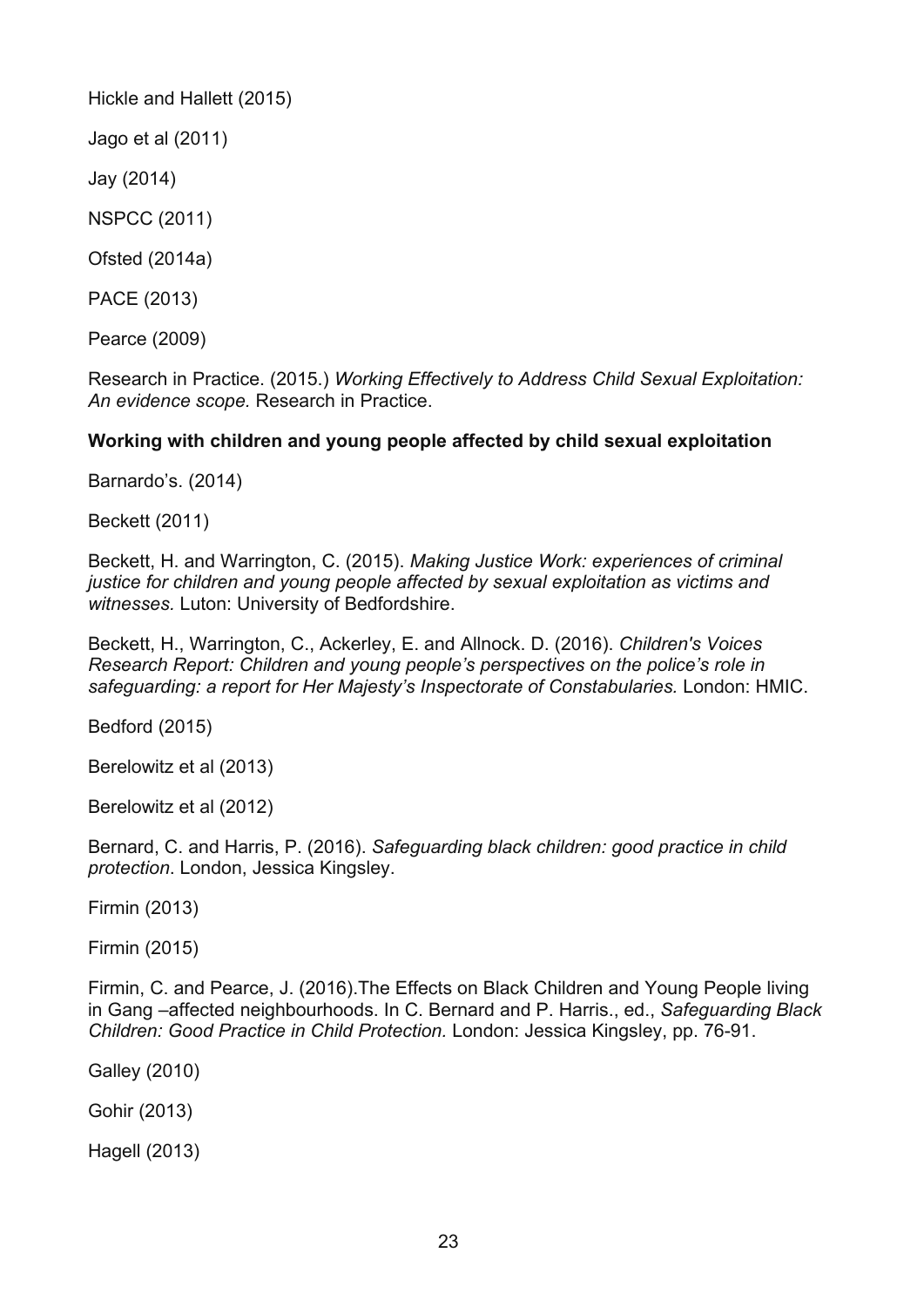Hickle and Hallett (2015)

Jago et al (2011)

Jay (2014)

NSPCC (2011)

Ofsted (2014a)

PACE (2013)

Pearce (2009)

Research in Practice. (2015.) *Working Effectively to Address Child Sexual Exploitation: An evidence scope.* Research in Practice.

**Working with children and young people affected by child sexual exploitation**

Barnardo's. (2014)

Beckett (2011)

Beckett, H. and Warrington, C. (2015). *Making Justice Work: experiences of criminal justice for children and young people affected by sexual exploitation as victims and witnesses.* Luton: University of Bedfordshire.

Beckett, H., Warrington, C., Ackerley, E. and Allnock. D. (2016). *Children's Voices Research Report: Children and young people's perspectives on the police's role in safeguarding: a report for Her Majesty's Inspectorate of Constabularies.* London: HMIC.

Bedford (2015)

Berelowitz et al (2013)

Berelowitz et al (2012)

Bernard, C. and Harris, P. (2016). *Safeguarding black children: good practice in child protection.* London, Jessica Kingsley.

Firmin (2013)

Firmin (2015)

Firmin, C. and Pearce, J. (2016).The Effects on Black Children and Young People living in Gang –affected neighbourhoods. In C. Bernard and P. Harris., ed., *Safeguarding Black Children: Good Practice in Child Protection.* London: Jessica Kingsley, pp. 76-91.

Galley (2010)

Gohir (2013)

Hagell (2013)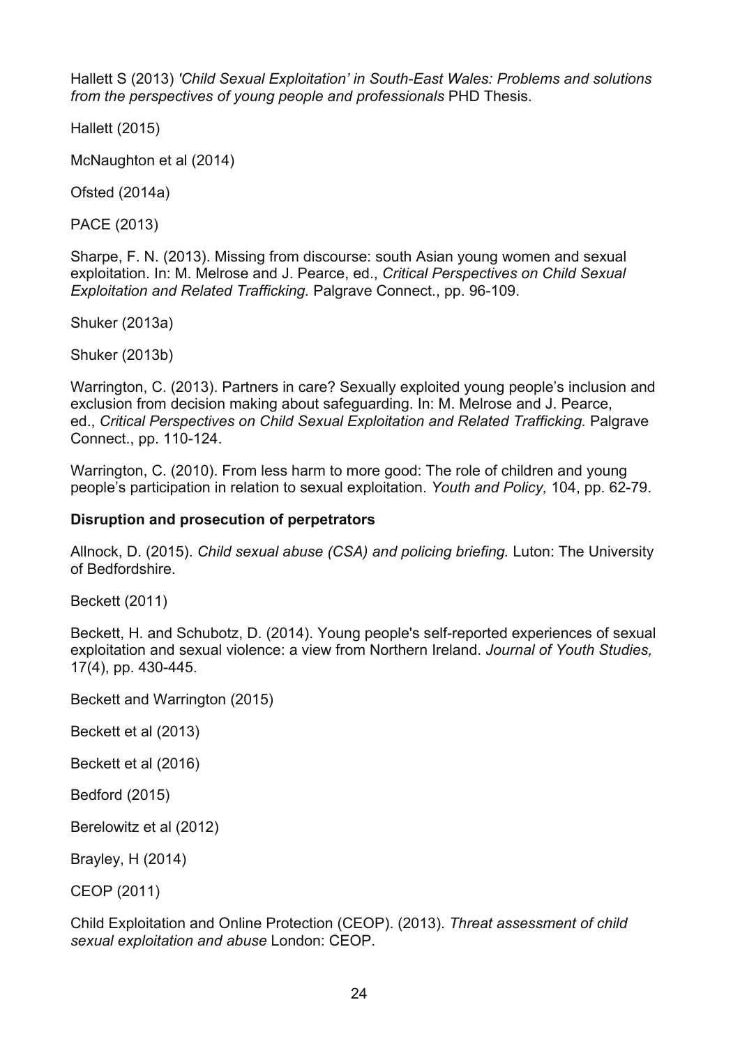Hallett S (2013) *'Child Sexual Exploitation' in South-East Wales: Problems and solutions from the perspectives of young people and professionals* PHD Thesis.

Hallett (2015)

McNaughton et al (2014)

Ofsted (2014a)

PACE (2013)

Sharpe, F. N. (2013). Missing from discourse: south Asian young women and sexual exploitation. In: M. Melrose and J. Pearce, ed., *Critical Perspectives on Child Sexual Exploitation and Related Trafficking.* Palgrave Connect., pp. 96-109.

Shuker (2013a)

Shuker (2013b)

Warrington, C. (2013). Partners in care? Sexually exploited young people's inclusion and exclusion from decision making about safeguarding. In: M. Melrose and J. Pearce, ed., *Critical Perspectives on Child Sexual Exploitation and Related Trafficking.* Palgrave Connect., pp. 110-124.

Warrington, C. (2010). From less harm to more good: The role of children and young people's participation in relation to sexual exploitation. *Youth and Policy,* 104, pp. 62-79.

**Disruption and prosecution of perpetrators**

Allnock, D. (2015). *Child sexual abuse (CSA) and policing briefing.* Luton: The University of Bedfordshire.

Beckett (2011)

Beckett, H. and Schubotz, D. (2014). Young people's self-reported experiences of sexual exploitation and sexual violence: a view from Northern Ireland. *Journal of Youth Studies,* 17(4), pp. 430-445.

Beckett and Warrington (2015)

Beckett et al (2013)

Beckett et al (2016)

Bedford (2015)

Berelowitz et al (2012)

Brayley, H (2014)

CEOP (2011)

Child Exploitation and Online Protection (CEOP). (2013). *Threat assessment of child sexual exploitation and abuse* London: CEOP.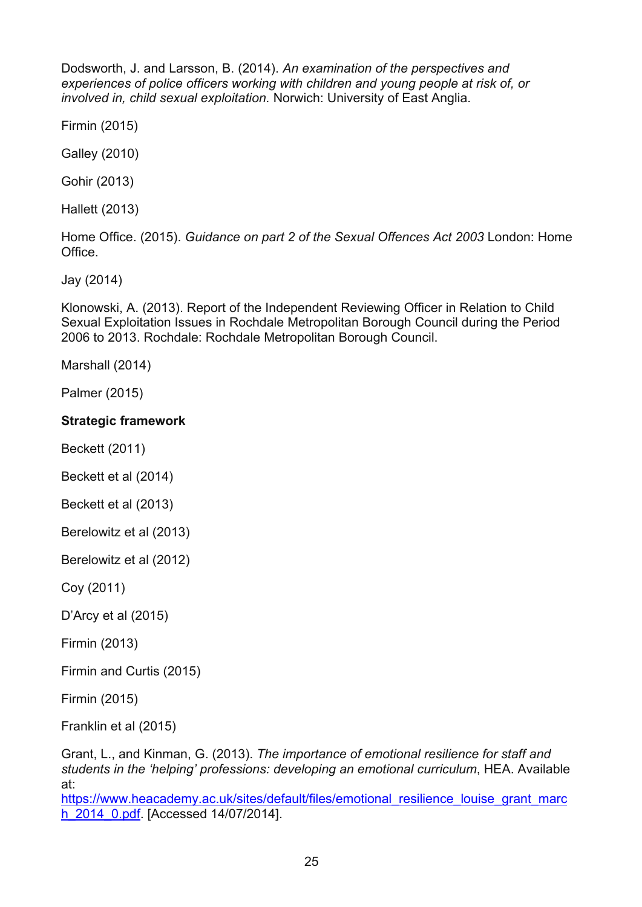Dodsworth, J. and Larsson, B. (2014). *An examination of the perspectives and experiences of police officers working with children and young people at risk of, or involved in, child sexual exploitation.* Norwich: University of East Anglia.

Firmin (2015)

Galley (2010)

Gohir (2013)

Hallett (2013)

Home Office. (2015). *Guidance on part 2 of the Sexual Offences Act 2003* London: Home Office.

Jay (2014)

Klonowski, A. (2013). Report of the Independent Reviewing Officer in Relation to Child Sexual Exploitation Issues in Rochdale Metropolitan Borough Council during the Period 2006 to 2013. Rochdale: Rochdale Metropolitan Borough Council.

Marshall (2014)

Palmer (2015)

**Strategic framework**

Beckett (2011)

Beckett et al (2014)

Beckett et al (2013)

Berelowitz et al (2013)

Berelowitz et al (2012)

Coy (2011)

D'Arcy et al (2015)

Firmin (2013)

Firmin and Curtis (2015)

Firmin (2015)

Franklin et al (2015)

Grant, L., and Kinman, G. (2013). *The importance of emotional resilience for staff and students in the 'helping' professions: developing an emotional curriculum*, HEA. Available at: https://www.heacademy.ac.uk/sites/default/files/emotional_resilience_louise_grant_march_2014_0.pdf. [Accessed 14/07/2014].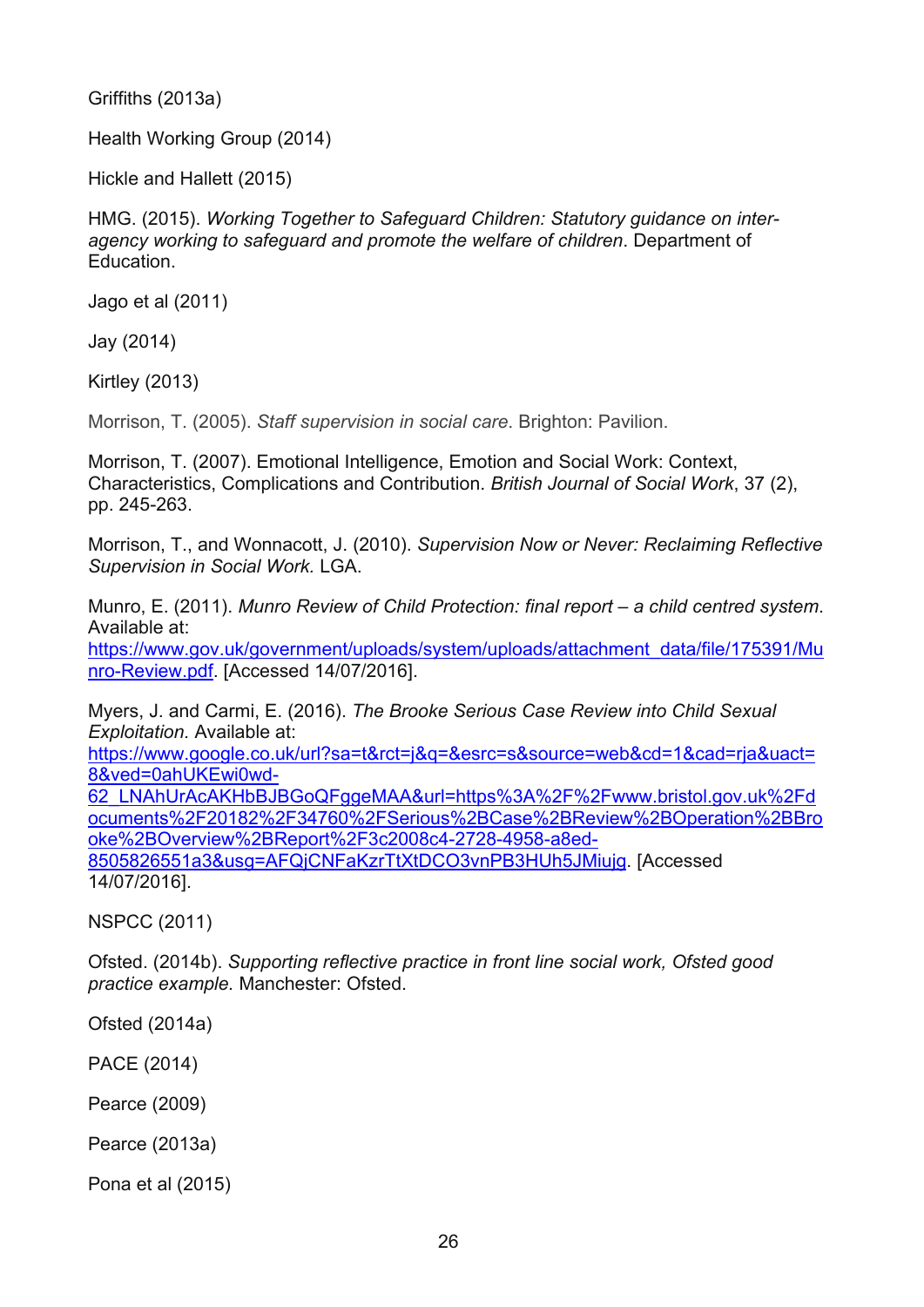Griffiths (2013a)

Health Working Group (2014)

Hickle and Hallett (2015)

HMG. (2015). *Working Together to Safeguard Children: Statutory guidance on inter-agency working to safeguard and promote the welfare of children*. Department of Education.

Jago et al (2011)

Jay (2014)

Kirtley (2013)

Morrison, T. (2005). *Staff supervision in social care*. Brighton: Pavilion.

Morrison, T. (2007). Emotional Intelligence, Emotion and Social Work: Context, Characteristics, Complications and Contribution. *British Journal of Social Work*, 37 (2), pp. 245-263.

Morrison, T., and Wonnacott, J. (2010). *Supervision Now or Never: Reclaiming Reflective Supervision in Social Work.* LGA.

Munro, E. (2011). *Munro Review of Child Protection: final report – a child centred system*. Available at: https://www.gov.uk/government/uploads/system/uploads/attachment_data/file/175391/Munro-Review.pdf. [Accessed 14/07/2016].

Myers, J. and Carmi, E. (2016). *The Brooke Serious Case Review into Child Sexual Exploitation.* Available at: https://www.google.co.uk/url?sa=t&rct=j&q=&esrc=s&source=web&cd=1&cad=rja&uact=8&ved=0ahUKEwi0wd-62_LNAhUrAcAKHbBJBGoQFggeMAA&url=https%3A%2F%2Fwww.bristol.gov.uk%2Fdocuments%2F20182%2F34760%2FSerious%2BCase%2BReview%2BOperation%2BBrooke%2BOverview%2BReport%2F3c2008c4-2728-4958-a8ed-8505826551a3&usg=AFQjCNFaKzrTtXtDCO3vnPB3HUh5JMiujg. [Accessed 14/07/2016].

NSPCC (2011)

Ofsted. (2014b). *Supporting reflective practice in front line social work, Ofsted good practice example.* Manchester: Ofsted.

Ofsted (2014a)

PACE (2014)

Pearce (2009)

Pearce (2013a)

Pona et al (2015)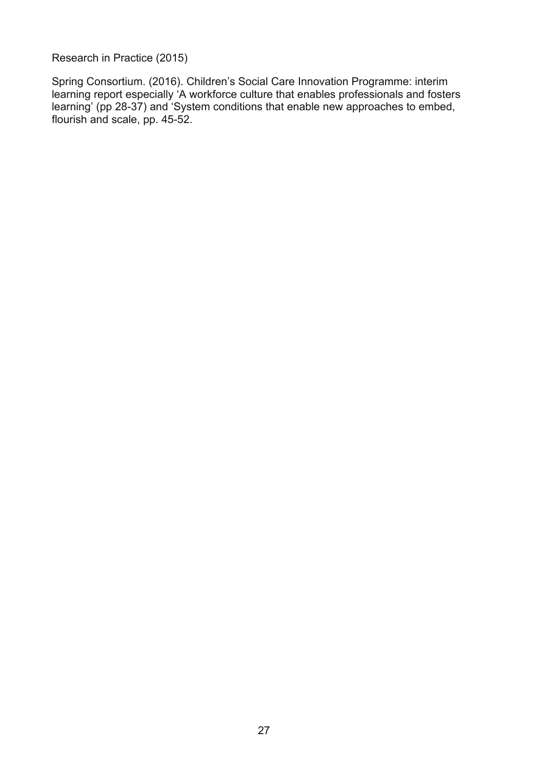Research in Practice (2015)

Spring Consortium. (2016). Children's Social Care Innovation Programme: interim learning report especially 'A workforce culture that enables professionals and fosters learning' (pp 28-37) and 'System conditions that enable new approaches to embed, flourish and scale, pp. 45-52.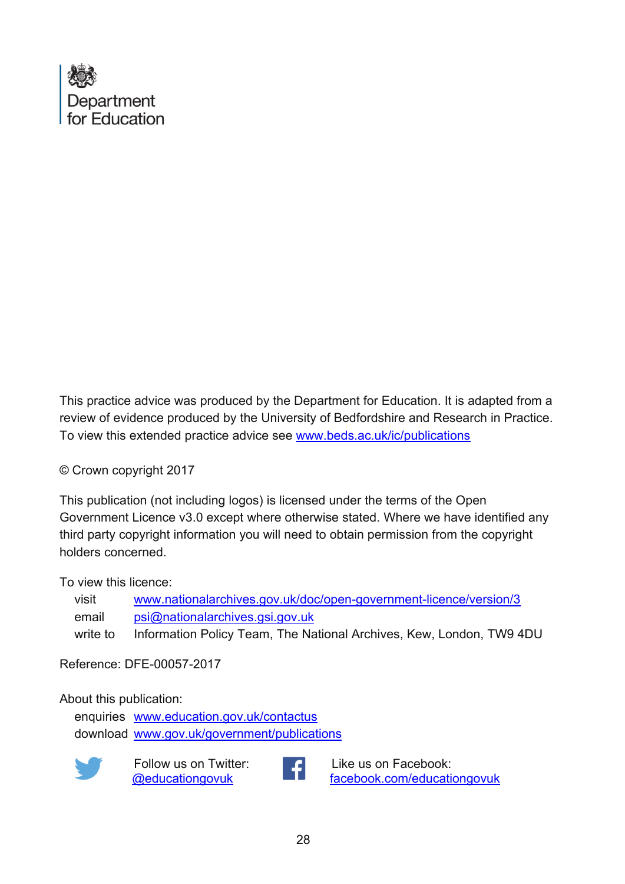Department for Education

This practice advice was produced by the Department for Education. It is adapted from a review of evidence produced by the University of Bedfordshire and Research in Practice. To view this extended practice advice see [www.beds.ac.uk/ic/publications](http://www.beds.ac.uk/ic/publications)

© Crown copyright 2017

This publication (not including logos) is licensed under the terms of the Open Government Licence v3.0 except where otherwise stated. Where we have identified any third party copyright information you will need to obtain permission from the copyright holders concerned.

To view this licence:

visit [www.nationalarchives.gov.uk/doc/open-government-licence/version/3](http://www.nationalarchives.gov.uk/doc/open-government-licence/version/3)
email [psi@nationalarchives.gsi.gov.uk](mailto:psi@nationalarchives.gsi.gov.uk)
write to Information Policy Team, The National Archives, Kew, London, TW9 4DU

Reference: DFE-00057-2017

About this publication:

enquiries [www.education.gov.uk/contactus](http://www.education.gov.uk/contactus)
download [www.gov.uk/government/publications](http://www.gov.uk/government/publications)

Follow us on Twitter: [@educationgovuk](http://twitter.com/educationgovuk)

Like us on Facebook: [facebook.com/educationgovuk](http://www.facebook.com/educationgovuk)